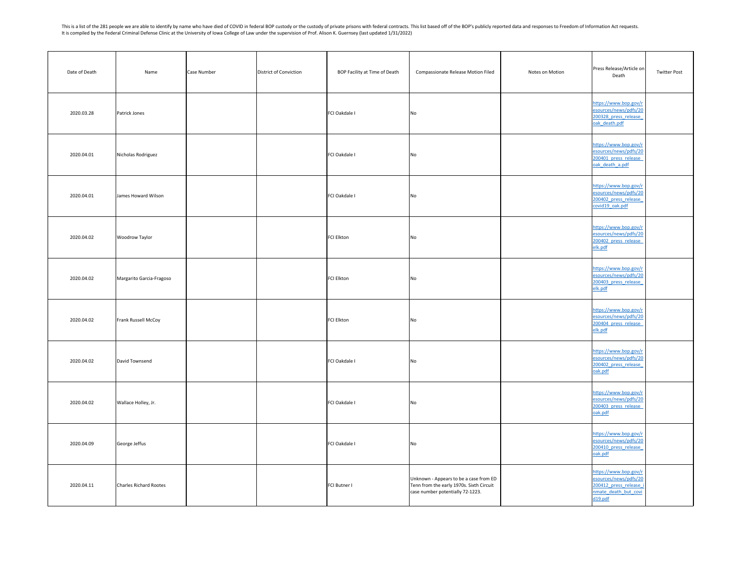This is a list of the 281 people we are able to identify by name who have died of COVID in federal BOP custody or the custody of private prisons with federal contracts. This list based off of the BOP's publicly reported data and responses to Freedom of Information Act requests.
It is compiled by the Federal Criminal Defense Clinic at the University of Iowa College of Law under the supervision of Prof. Alison K. Guernsey (last updated 1/31/2022)

| Date of Death | Name | Case Number | District of Conviction | BOP Facility at Time of Death | Compassionate Release Motion Filed | Notes on Motion | Press Release/Article on Death | Twitter Post |
|---|---|---|---|---|---|---|---|---|
| 2020.03.28 | Patrick Jones | | | FCI Oakdale I | No | | https://www.bop.gov/resources/news/pdfs/20200328_press_release_oak_death.pdf | |
| 2020.04.01 | Nicholas Rodriguez | | | FCI Oakdale I | No | | https://www.bop.gov/resources/news/pdfs/20200401_press_release_oak_death_a.pdf | |
| 2020.04.01 | James Howard Wilson | | | FCI Oakdale I | No | | https://www.bop.gov/resources/news/pdfs/20200402_press_release_covid19_oak.pdf | |
| 2020.04.02 | Woodrow Taylor | | | FCI Elkton | No | | https://www.bop.gov/resources/news/pdfs/20200402_press_release_elk.pdf | |
| 2020.04.02 | Margarito Garcia-Fragoso | | | FCI Elkton | No | | https://www.bop.gov/resources/news/pdfs/20200403_press_release_elk.pdf | |
| 2020.04.02 | Frank Russell McCoy | | | FCI Elkton | No | | https://www.bop.gov/resources/news/pdfs/20200404_press_release_elk.pdf | |
| 2020.04.02 | David Townsend | | | FCI Oakdale I | No | | https://www.bop.gov/resources/news/pdfs/20200402_press_release_oak.pdf | |
| 2020.04.02 | Wallace Holley, Jr. | | | FCI Oakdale I | No | | https://www.bop.gov/resources/news/pdfs/20200403_press_release_oak.pdf | |
| 2020.04.09 | George Jeffus | | | FCI Oakdale I | No | | https://www.bop.gov/resources/news/pdfs/20200410_press_release_oak.pdf | |
| 2020.04.11 | Charles Richard Rootes | | | FCI Butner I | Unknown - Appears to be a case from ED Tenn from the early 1970s. Sixth Circuit case number potentially 72-1223. | | https://www.bop.gov/resources/news/pdfs/20200412_press_release_inmate_death_but_covid19.pdf | |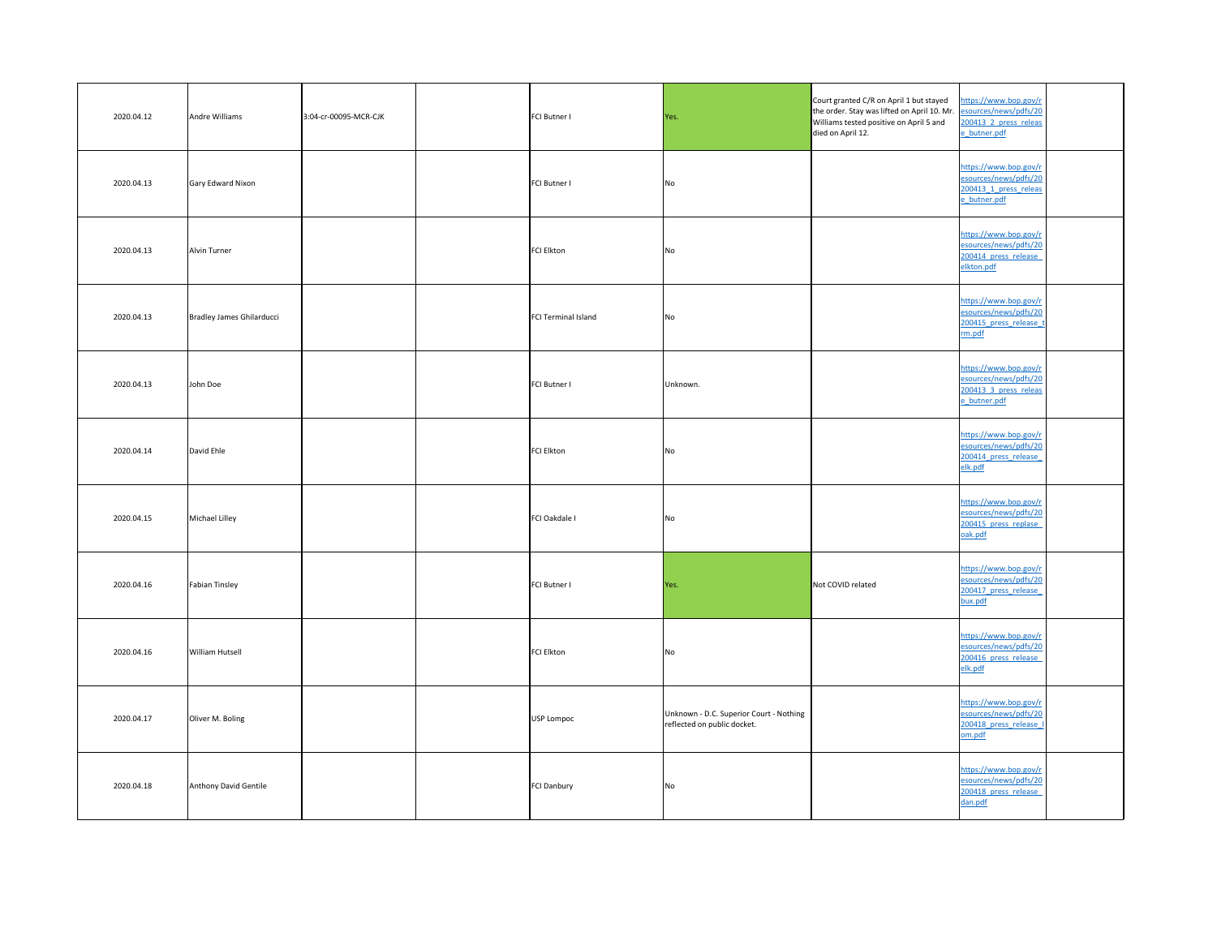| | | | | | | | | |
|---|---|---|---|---|---|---|---|---|
| 2020.04.12 | Andre Williams | 3:04-cr-00095-MCR-CJK | | FCI Butner I | Yes. | Court granted C/R on April 1 but stayed the order. Stay was lifted on April 10. Mr. Williams tested positive on April 5 and died on April 12. | https://www.bop.gov/resources/news/pdfs/20200413_2_press_release_butner.pdf | |
| 2020.04.13 | Gary Edward Nixon | | | FCI Butner I | No | | https://www.bop.gov/resources/news/pdfs/20200413_1_press_release_butner.pdf | |
| 2020.04.13 | Alvin Turner | | | FCI Elkton | No | | https://www.bop.gov/resources/news/pdfs/20200414_press_release_elkton.pdf | |
| 2020.04.13 | Bradley James Ghilarducci | | | FCI Terminal Island | No | | https://www.bop.gov/resources/news/pdfs/20200415_press_release_trm.pdf | |
| 2020.04.13 | John Doe | | | FCI Butner I | Unknown. | | https://www.bop.gov/resources/news/pdfs/20200413_3_press_release_butner.pdf | |
| 2020.04.14 | David Ehle | | | FCI Elkton | No | | https://www.bop.gov/resources/news/pdfs/20200414_press_release_elk.pdf | |
| 2020.04.15 | Michael Lilley | | | FCI Oakdale I | No | | https://www.bop.gov/resources/news/pdfs/20200415_press_replase_oak.pdf | |
| 2020.04.16 | Fabian Tinsley | | | FCI Butner I | Yes. | Not COVID related | https://www.bop.gov/resources/news/pdfs/20200417_press_release_bux.pdf | |
| 2020.04.16 | William Hutsell | | | FCI Elkton | No | | https://www.bop.gov/resources/news/pdfs/20200416_press_release_elk.pdf | |
| 2020.04.17 | Oliver M. Boling | | | USP Lompoc | Unknown - D.C. Superior Court - Nothing reflected on public docket. | | https://www.bop.gov/resources/news/pdfs/20200418_press_release_lom.pdf | |
| 2020.04.18 | Anthony David Gentile | | | FCI Danbury | No | | https://www.bop.gov/resources/news/pdfs/20200418_press_release_dan.pdf | |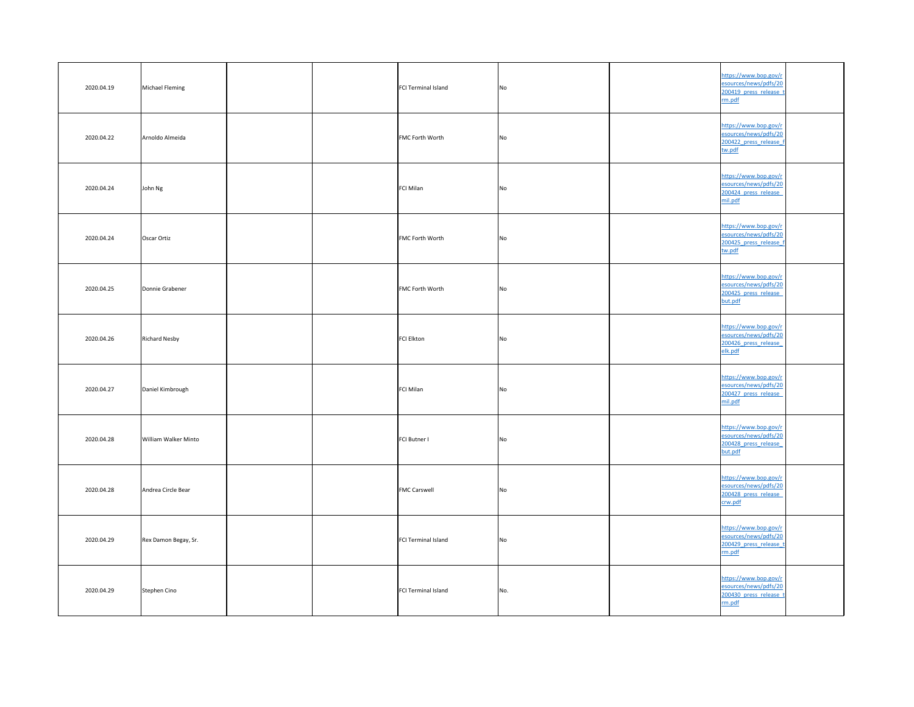| | | | | | | | | |
|---|---|---|---|---|---|---|---|---|
| 2020.04.19 | Michael Fleming | | | FCI Terminal Island | No | | https://www.bop.gov/resources/news/pdfs/20200419_press_release_trm.pdf | |
| 2020.04.22 | Arnoldo Almeida | | | FMC Forth Worth | No | | https://www.bop.gov/resources/news/pdfs/20200422_press_release_ftw.pdf | |
| 2020.04.24 | John Ng | | | FCI Milan | No | | https://www.bop.gov/resources/news/pdfs/20200424_press_release_mil.pdf | |
| 2020.04.24 | Oscar Ortiz | | | FMC Forth Worth | No | | https://www.bop.gov/resources/news/pdfs/20200425_press_release_ftw.pdf | |
| 2020.04.25 | Donnie Grabener | | | FMC Forth Worth | No | | https://www.bop.gov/resources/news/pdfs/20200425_press_release_but.pdf | |
| 2020.04.26 | Richard Nesby | | | FCI Elkton | No | | https://www.bop.gov/resources/news/pdfs/20200426_press_release_elk.pdf | |
| 2020.04.27 | Daniel Kimbrough | | | FCI Milan | No | | https://www.bop.gov/resources/news/pdfs/20200427_press_release_mil.pdf | |
| 2020.04.28 | William Walker Minto | | | FCI Butner I | No | | https://www.bop.gov/resources/news/pdfs/20200428_press_release_but.pdf | |
| 2020.04.28 | Andrea Circle Bear | | | FMC Carswell | No | | https://www.bop.gov/resources/news/pdfs/20200428_press_release_crw.pdf | |
| 2020.04.29 | Rex Damon Begay, Sr. | | | FCI Terminal Island | No | | https://www.bop.gov/resources/news/pdfs/20200429_press_release_trm.pdf | |
| 2020.04.29 | Stephen Cino | | | FCI Terminal Island | No. | | https://www.bop.gov/resources/news/pdfs/20200430_press_release_trm.pdf | |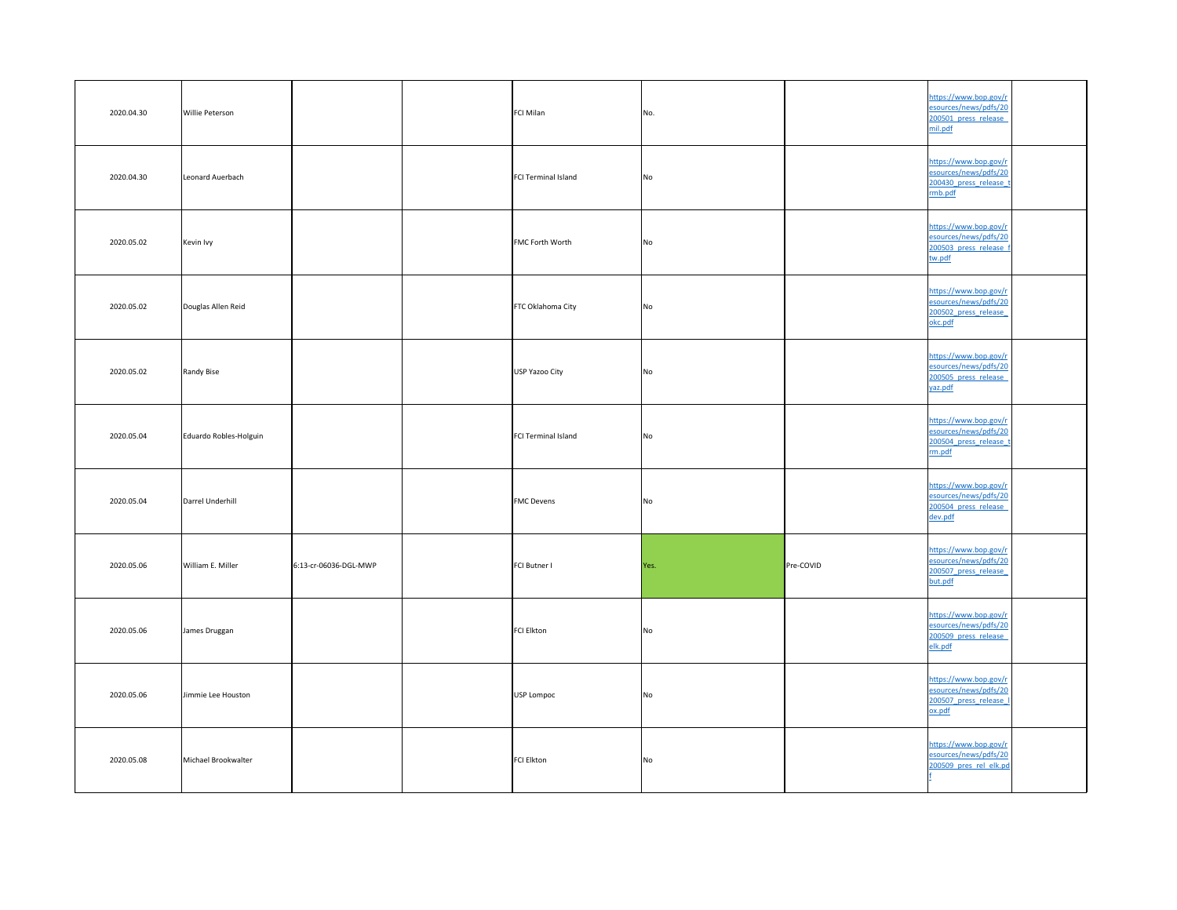| | | | | | | | | |
|---|---|---|---|---|---|---|---|---|
| 2020.04.30 | Willie Peterson | | | FCI Milan | No. | | https://www.bop.gov/resources/news/pdfs/20200501_press_release_mil.pdf | |
| 2020.04.30 | Leonard Auerbach | | | FCI Terminal Island | No | | https://www.bop.gov/resources/news/pdfs/20200430_press_release_trmb.pdf | |
| 2020.05.02 | Kevin Ivy | | | FMC Forth Worth | No | | https://www.bop.gov/resources/news/pdfs/20200503_press_release_ftw.pdf | |
| 2020.05.02 | Douglas Allen Reid | | | FTC Oklahoma City | No | | https://www.bop.gov/resources/news/pdfs/20200502_press_release_okc.pdf | |
| 2020.05.02 | Randy Bise | | | USP Yazoo City | No | | https://www.bop.gov/resources/news/pdfs/20200505_press_release_yaz.pdf | |
| 2020.05.04 | Eduardo Robles-Holguin | | | FCI Terminal Island | No | | https://www.bop.gov/resources/news/pdfs/20200504_press_release_trm.pdf | |
| 2020.05.04 | Darrel Underhill | | | FMC Devens | No | | https://www.bop.gov/resources/news/pdfs/20200504_press_release_dev.pdf | |
| 2020.05.06 | William E. Miller | 6:13-cr-06036-DGL-MWP | | FCI Butner I | Yes. | Pre-COVID | https://www.bop.gov/resources/news/pdfs/20200507_press_release_but.pdf | |
| 2020.05.06 | James Druggan | | | FCI Elkton | No | | https://www.bop.gov/resources/news/pdfs/20200509_press_release_elk.pdf | |
| 2020.05.06 | Jimmie Lee Houston | | | USP Lompoc | No | | https://www.bop.gov/resources/news/pdfs/20200507_press_release_lox.pdf | |
| 2020.05.08 | Michael Brookwalter | | | FCI Elkton | No | | https://www.bop.gov/resources/news/pdfs/20200509_pres_rel_elk.pdf | |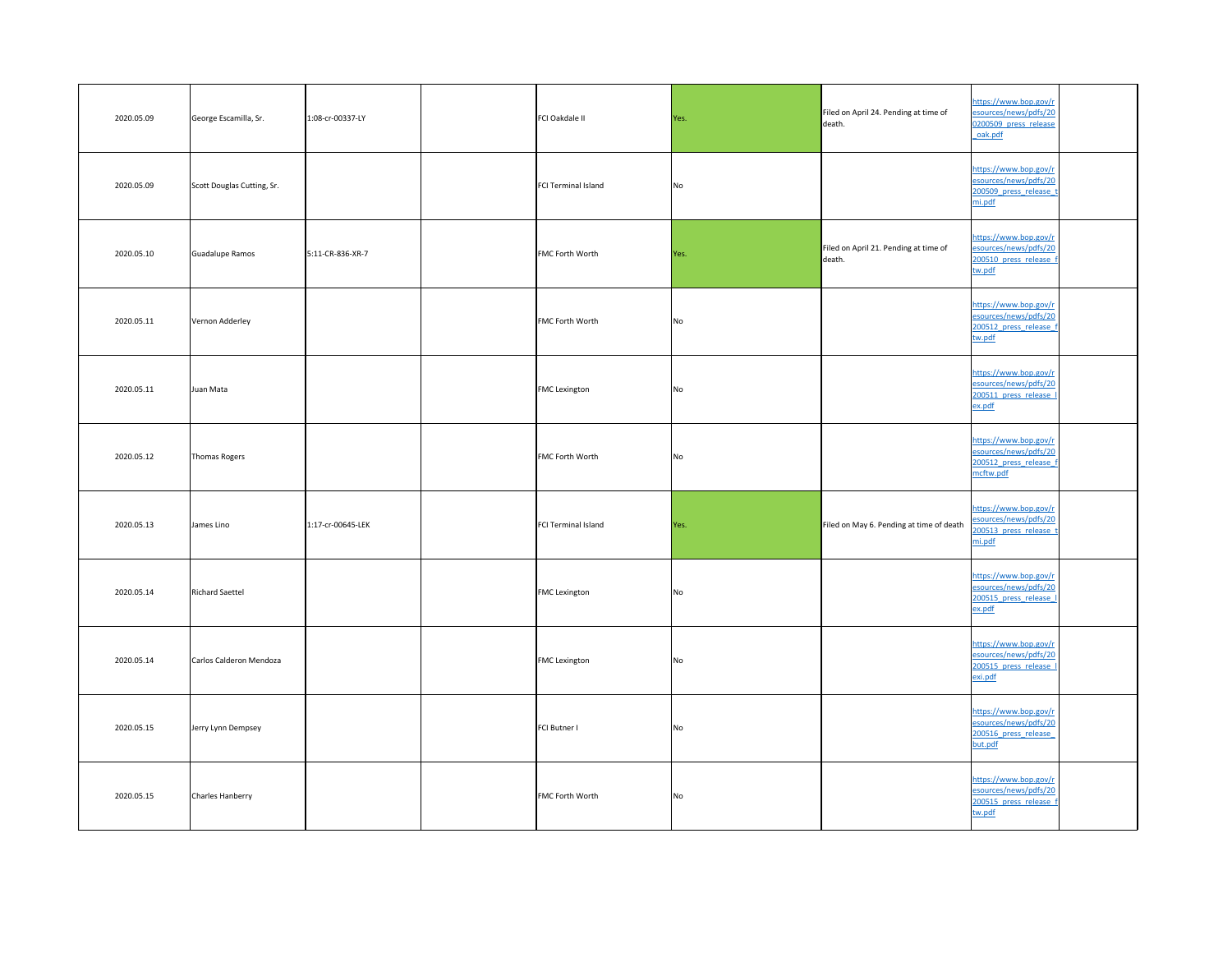| | | | | | | | | |
|---|---|---|---|---|---|---|---|---|
| 2020.05.09 | George Escamilla, Sr. | 1:08-cr-00337-LY | | FCI Oakdale II | Yes. | Filed on April 24. Pending at time of death. | https://www.bop.gov/resources/news/pdfs/20200509_press_release_oak.pdf | |
| 2020.05.09 | Scott Douglas Cutting, Sr. | | | FCI Terminal Island | No | | https://www.bop.gov/resources/news/pdfs/20200509_press_release_tmi.pdf | |
| 2020.05.10 | Guadalupe Ramos | 5:11-CR-836-XR-7 | | FMC Forth Worth | Yes. | Filed on April 21. Pending at time of death. | https://www.bop.gov/resources/news/pdfs/20200510_press_release_ftw.pdf | |
| 2020.05.11 | Vernon Adderley | | | FMC Forth Worth | No | | https://www.bop.gov/resources/news/pdfs/20200512_press_release_ftw.pdf | |
| 2020.05.11 | Juan Mata | | | FMC Lexington | No | | https://www.bop.gov/resources/news/pdfs/20200511_press_release_lex.pdf | |
| 2020.05.12 | Thomas Rogers | | | FMC Forth Worth | No | | https://www.bop.gov/resources/news/pdfs/20200512_press_release_fmcftw.pdf | |
| 2020.05.13 | James Lino | 1:17-cr-00645-LEK | | FCI Terminal Island | Yes. | Filed on May 6. Pending at time of death | https://www.bop.gov/resources/news/pdfs/20200513_press_release_tmi.pdf | |
| 2020.05.14 | Richard Saettel | | | FMC Lexington | No | | https://www.bop.gov/resources/news/pdfs/20200515_press_release_lex.pdf | |
| 2020.05.14 | Carlos Calderon Mendoza | | | FMC Lexington | No | | https://www.bop.gov/resources/news/pdfs/20200515_press_release_lexi.pdf | |
| 2020.05.15 | Jerry Lynn Dempsey | | | FCI Butner I | No | | https://www.bop.gov/resources/news/pdfs/20200516_press_release_but.pdf | |
| 2020.05.15 | Charles Hanberry | | | FMC Forth Worth | No | | https://www.bop.gov/resources/news/pdfs/20200515_press_release_ftw.pdf | |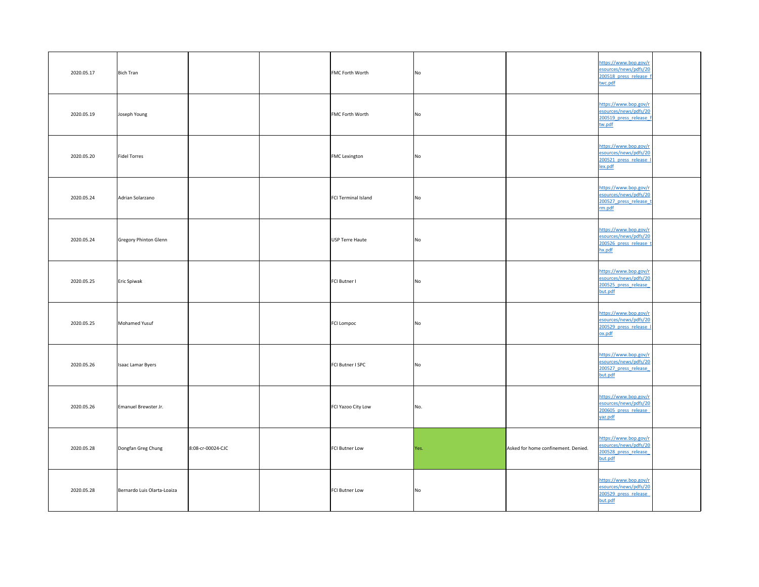| | | | | | | | | |
|---|---|---|---|---|---|---|---|---|
| 2020.05.17 | Bich Tran | | | FMC Forth Worth | No | | https://www.bop.gov/resources/news/pdfs/20200518_press_release_ftwc.pdf | |
| 2020.05.19 | Joseph Young | | | FMC Forth Worth | No | | https://www.bop.gov/resources/news/pdfs/20200519_press_release_ftw.pdf | |
| 2020.05.20 | Fidel Torres | | | FMC Lexington | No | | https://www.bop.gov/resources/news/pdfs/20200521_press_release_lex.pdf | |
| 2020.05.24 | Adrian Solarzano | | | FCI Terminal Island | No | | https://www.bop.gov/resources/news/pdfs/20200527_press_release_trm.pdf | |
| 2020.05.24 | Gregory Phinton Glenn | | | USP Terre Haute | No | | https://www.bop.gov/resources/news/pdfs/20200526_press_release_thx.pdf | |
| 2020.05.25 | Eric Spiwak | | | FCI Butner I | No | | https://www.bop.gov/resources/news/pdfs/20200525_press_release_but.pdf | |
| 2020.05.25 | Mohamed Yusuf | | | FCI Lompoc | No | | https://www.bop.gov/resources/news/pdfs/20200529_press_release_lox.pdf | |
| 2020.05.26 | Isaac Lamar Byers | | | FCI Butner I SPC | No | | https://www.bop.gov/resources/news/pdfs/20200527_press_release_but.pdf | |
| 2020.05.26 | Emanuel Brewster Jr. | | | FCI Yazoo City Low | No. | | https://www.bop.gov/resources/news/pdfs/20200605_press_release_yaz.pdf | |
| 2020.05.28 | Dongfan Greg Chung | 8:08-cr-00024-CJC | | FCI Butner Low | Yes. | Asked for home confinement. Denied. | https://www.bop.gov/resources/news/pdfs/20200528_press_release_but.pdf | |
| 2020.05.28 | Bernardo Luis Olarta-Loaiza | | | FCI Butner Low | No | | https://www.bop.gov/resources/news/pdfs/20200529_press_release_but.pdf | |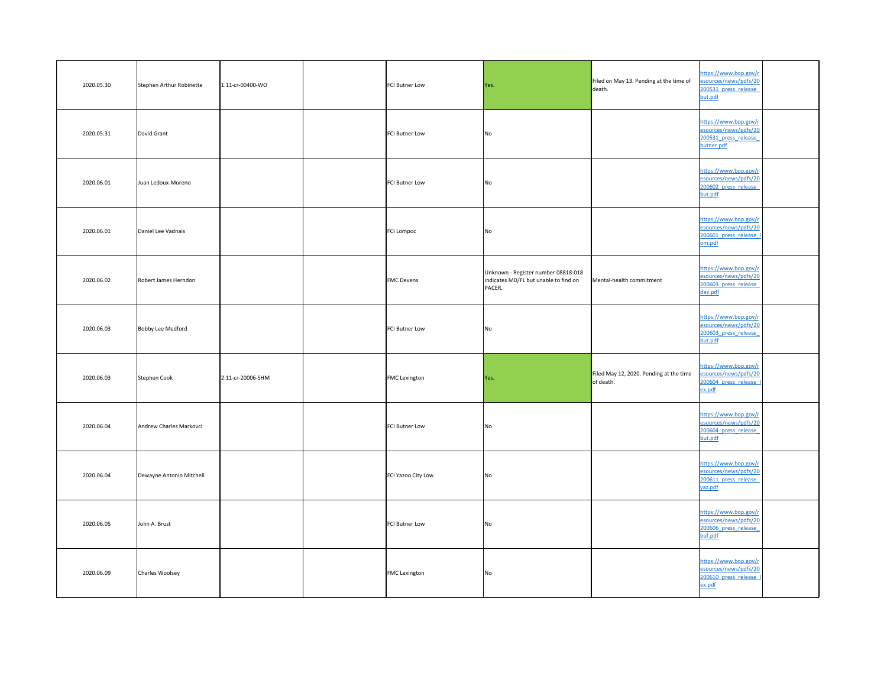| | | | | | | | | |
|---|---|---|---|---|---|---|---|---|
| 2020.05.30 | Stephen Arthur Robinette | 1:11-cr-00400-WO | | FCI Butner Low | Yes. | Filed on May 13. Pending at the time of death. | https://www.bop.gov/resources/news/pdfs/20200531_press_release_but.pdf | |
| 2020.05.31 | David Grant | | | FCI Butner Low | No | | https://www.bop.gov/resources/news/pdfs/20200531_press_release_butner.pdf | |
| 2020.06.01 | Juan Ledoux-Moreno | | | FCI Butner Low | No | | https://www.bop.gov/resources/news/pdfs/20200602_press_release_but.pdf | |
| 2020.06.01 | Daniel Lee Vadnais | | | FCI Lompoc | No | | https://www.bop.gov/resources/news/pdfs/20200601_press_release_lom.pdf | |
| 2020.06.02 | Robert James Herndon | | | FMC Devens | Unknown - Register number 08818-018 indicates MD/FL but unable to find on PACER. | Mental-health commitment | https://www.bop.gov/resources/news/pdfs/20200603_press_release_dev.pdf | |
| 2020.06.03 | Bobby Lee Medford | | | FCI Butner Low | No | | https://www.bop.gov/resources/news/pdfs/20200603_press_release_but.pdf | |
| 2020.06.03 | Stephen Cook | 2:11-cr-20006-SHM | | FMC Lexington | Yes. | Filed May 12, 2020. Pending at the time of death. | https://www.bop.gov/resources/news/pdfs/20200604_press_release_lex.pdf | |
| 2020.06.04 | Andrew Charles Markovci | | | FCI Butner Low | No | | https://www.bop.gov/resources/news/pdfs/20200604_press_release_but.pdf | |
| 2020.06.04 | Dewayne Antonio Mitchell | | | FCI Yazoo City Low | No | | https://www.bop.gov/resources/news/pdfs/20200611_press_release_yaz.pdf | |
| 2020.06.05 | John A. Brust | | | FCI Butner Low | No | | https://www.bop.gov/resources/news/pdfs/20200606_press_release_buf.pdf | |
| 2020.06.09 | Charles Woolsey | | | FMC Lexington | No | | https://www.bop.gov/resources/news/pdfs/20200610_press_release_lex.pdf | |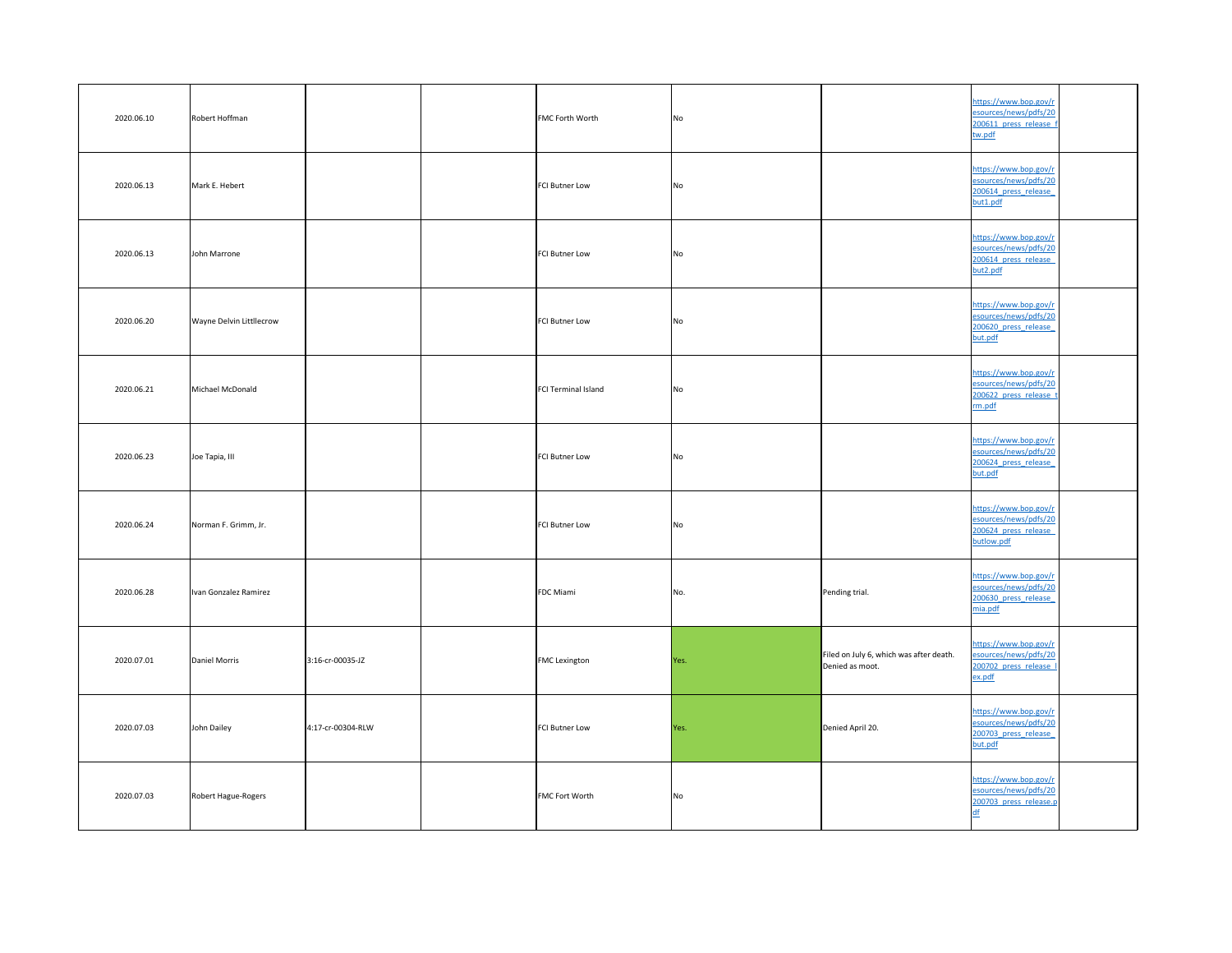| | | | | | | | | |
|---|---|---|---|---|---|---|---|---|
| 2020.06.10 | Robert Hoffman | | | FMC Forth Worth | No | | https://www.bop.gov/resources/news/pdfs/20200611_press_release_ftw.pdf | |
| 2020.06.13 | Mark E. Hebert | | | FCI Butner Low | No | | https://www.bop.gov/resources/news/pdfs/20200614_press_release_but1.pdf | |
| 2020.06.13 | John Marrone | | | FCI Butner Low | No | | https://www.bop.gov/resources/news/pdfs/20200614_press_release_but2.pdf | |
| 2020.06.20 | Wayne Delvin Littllecrow | | | FCI Butner Low | No | | https://www.bop.gov/resources/news/pdfs/20200620_press_release_but.pdf | |
| 2020.06.21 | Michael McDonald | | | FCI Terminal Island | No | | https://www.bop.gov/resources/news/pdfs/20200622_press_release_trm.pdf | |
| 2020.06.23 | Joe Tapia, III | | | FCI Butner Low | No | | https://www.bop.gov/resources/news/pdfs/20200624_press_release_but.pdf | |
| 2020.06.24 | Norman F. Grimm, Jr. | | | FCI Butner Low | No | | https://www.bop.gov/resources/news/pdfs/20200624_press_release_butlow.pdf | |
| 2020.06.28 | Ivan Gonzalez Ramirez | | | FDC Miami | No. | Pending trial. | https://www.bop.gov/resources/news/pdfs/20200630_press_release_mia.pdf | |
| 2020.07.01 | Daniel Morris | 3:16-cr-00035-JZ | | FMC Lexington | Yes. | Filed on July 6, which was after death. Denied as moot. | https://www.bop.gov/resources/news/pdfs/20200702_press_release_lex.pdf | |
| 2020.07.03 | John Dailey | 4:17-cr-00304-RLW | | FCI Butner Low | Yes. | Denied April 20. | https://www.bop.gov/resources/news/pdfs/20200703_press_release_but.pdf | |
| 2020.07.03 | Robert Hague-Rogers | | | FMC Fort Worth | No | | https://www.bop.gov/resources/news/pdfs/20200703_press_release.pdf | |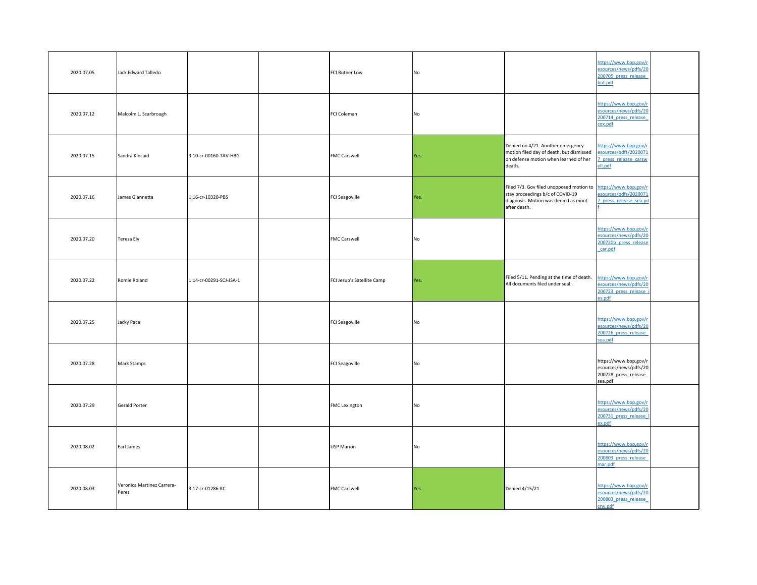| | | | | | | | | |
|---|---|---|---|---|---|---|---|---|
| 2020.07.05 | Jack Edward Talledo | | | FCI Butner Low | No | | https://www.bop.gov/resources/news/pdfs/20200705_press_release_but.pdf | |
| 2020.07.12 | Malcolm L. Scarbrough | | | FCI Coleman | No | | https://www.bop.gov/resources/news/pdfs/20200714_press_release_cox.pdf | |
| 2020.07.15 | Sandra Kincaid | 3:10-cr-00160-TAV-HBG | | FMC Carswell | Yes. | Denied on 4/21. Another emergency motion filed day of death, but dismissed on defense motion when learned of her death. | https://www.bop.gov/resources/pdfs/20200717_press_release_carswell.pdf | |
| 2020.07.16 | James Giannetta | 1:16-cr-10320-PBS | | FCI Seagoville | Yes. | Filed 7/3. Gov filed unopposed motion to stay proceedings b/c of COVID-19 diagnosis. Motion was denied as moot after death. | https://www.bop.gov/resources/pdfs/20200717_press_release_sea.pdf | |
| 2020.07.20 | Teresa Ely | | | FMC Carswell | No | | https://www.bop.gov/resources/news/pdfs/20200720b_press_release_car.pdf | |
| 2020.07.22 | Romie Roland | 1:14-cr-00291-SCJ-JSA-1 | | FCI Jesup's Satellite Camp | Yes. | Filed 5/11. Pending at the time of death. All documents filed under seal. | https://www.bop.gov/resources/news/pdfs/20200723_press_release_jes.pdf | |
| 2020.07.25 | Jacky Pace | | | FCI Seagoville | No | | https://www.bop.gov/resources/news/pdfs/20200726_press_release_sea.pdf | |
| 2020.07.28 | Mark Stamps | | | FCI Seagoville | No | | https://www.bop.gov/resources/news/pdfs/20200728_press_release_sea.pdf | |
| 2020.07.29 | Gerald Porter | | | FMC Lexington | No | | https://www.bop.gov/resources/news/pdfs/20200731_press_release_lex.pdf | |
| 2020.08.02 | Earl James | | | USP Marion | No | | https://www.bop.gov/resources/news/pdfs/20200803_press_release_mar.pdf | |
| 2020.08.03 | Veronica Martinez Carrera-Perez | 3:17-cr-01286-KC | | FMC Carswell | Yes. | Denied 4/15/21 | https://www.bop.gov/resources/news/pdfs/20200803_press_release_crw.pdf | |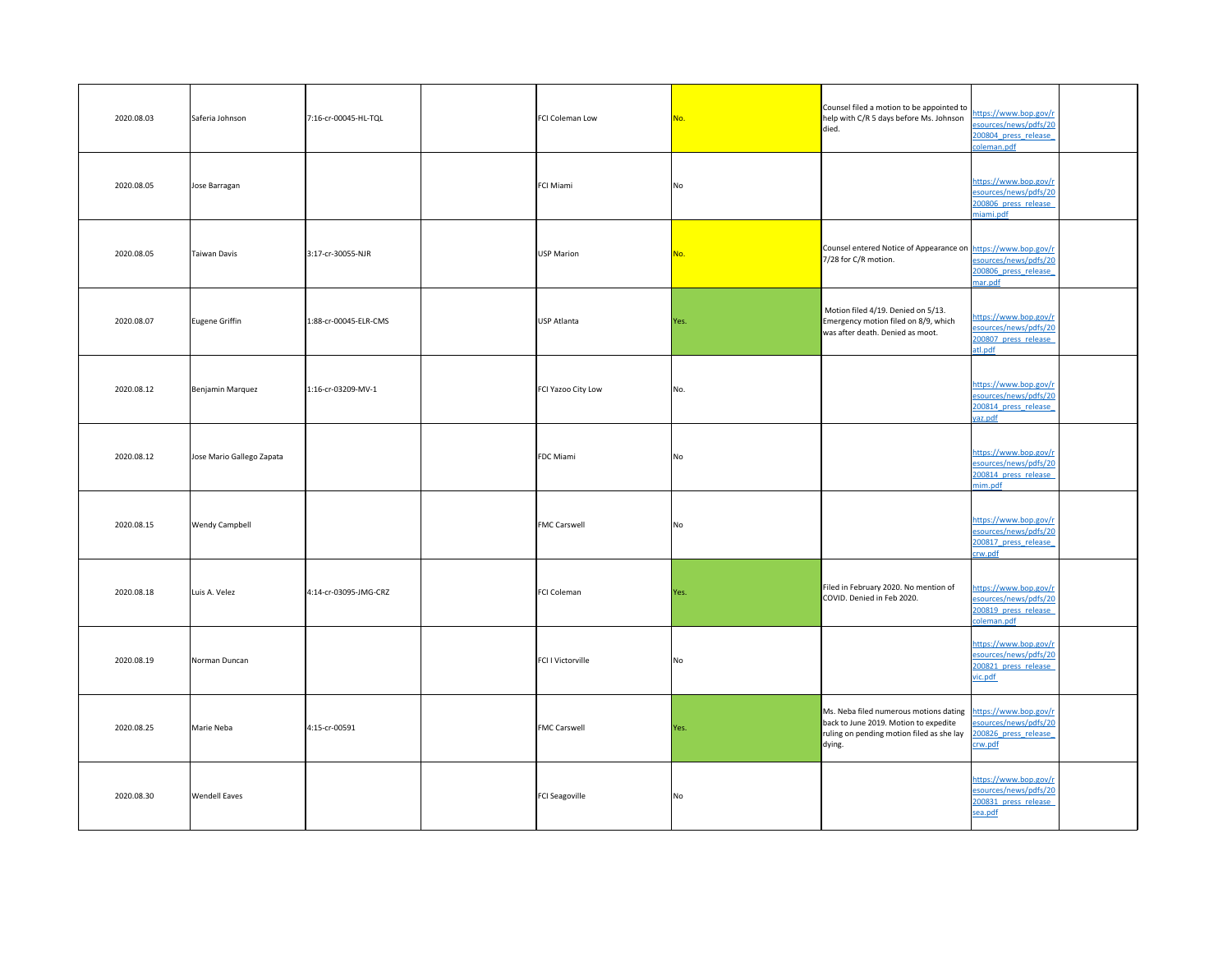| | | | | | | | | |
|---|---|---|---|---|---|---|---|---|
| 2020.08.03 | Saferia Johnson | 7:16-cr-00045-HL-TQL | | FCI Coleman Low | No. | Counsel filed a motion to be appointed to help with C/R 5 days before Ms. Johnson died. | https://www.bop.gov/resources/news/pdfs/20200804_press_release_coleman.pdf | |
| 2020.08.05 | Jose Barragan | | | FCI Miami | No | | https://www.bop.gov/resources/news/pdfs/20200806_press_release_miami.pdf | |
| 2020.08.05 | Taiwan Davis | 3:17-cr-30055-NJR | | USP Marion | No. | Counsel entered Notice of Appearance on 7/28 for C/R motion. | https://www.bop.gov/resources/news/pdfs/20200806_press_release_mar.pdf | |
| 2020.08.07 | Eugene Griffin | 1:88-cr-00045-ELR-CMS | | USP Atlanta | Yes. | Motion filed 4/19. Denied on 5/13. Emergency motion filed on 8/9, which was after death. Denied as moot. | https://www.bop.gov/resources/news/pdfs/20200807_press_release_atl.pdf | |
| 2020.08.12 | Benjamin Marquez | 1:16-cr-03209-MV-1 | | FCI Yazoo City Low | No. | | https://www.bop.gov/resources/news/pdfs/20200814_press_release_yaz.pdf | |
| 2020.08.12 | Jose Mario Gallego Zapata | | | FDC Miami | No | | https://www.bop.gov/resources/news/pdfs/20200814_press_release_mim.pdf | |
| 2020.08.15 | Wendy Campbell | | | FMC Carswell | No | | https://www.bop.gov/resources/news/pdfs/20200817_press_release_crw.pdf | |
| 2020.08.18 | Luis A. Velez | 4:14-cr-03095-JMG-CRZ | | FCI Coleman | Yes. | Filed in February 2020. No mention of COVID. Denied in Feb 2020. | https://www.bop.gov/resources/news/pdfs/20200819_press_release_coleman.pdf | |
| 2020.08.19 | Norman Duncan | | | FCI I Victorville | No | | https://www.bop.gov/resources/news/pdfs/20200821_press_release_vic.pdf | |
| 2020.08.25 | Marie Neba | 4:15-cr-00591 | | FMC Carswell | Yes. | Ms. Neba filed numerous motions dating back to June 2019. Motion to expedite ruling on pending motion filed as she lay dying. | https://www.bop.gov/resources/news/pdfs/20200826_press_release_crw.pdf | |
| 2020.08.30 | Wendell Eaves | | | FCI Seagoville | No | | https://www.bop.gov/resources/news/pdfs/20200831_press_release_sea.pdf | |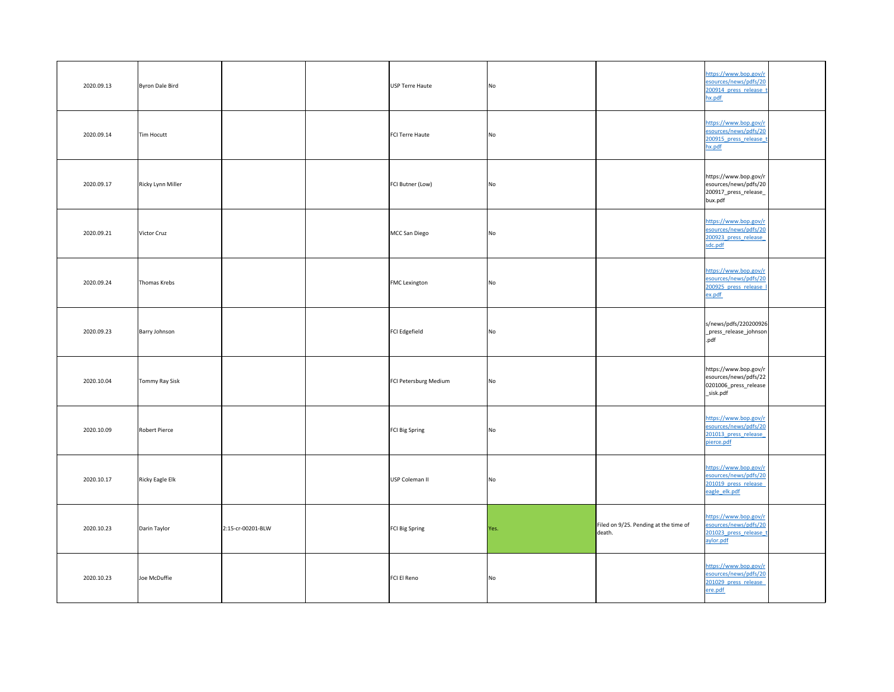| | | | | | | | | |
|---|---|---|---|---|---|---|---|---|
| 2020.09.13 | Byron Dale Bird | | | USP Terre Haute | No | | https://www.bop.gov/resources/news/pdfs/20200914_press_release_thx.pdf | |
| 2020.09.14 | Tim Hocutt | | | FCI Terre Haute | No | | https://www.bop.gov/resources/news/pdfs/20200915_press_release_thx.pdf | |
| 2020.09.17 | Ricky Lynn Miller | | | FCI Butner (Low) | No | | https://www.bop.gov/resources/news/pdfs/20200917_press_release_bux.pdf | |
| 2020.09.21 | Victor Cruz | | | MCC San Diego | No | | https://www.bop.gov/resources/news/pdfs/20200923_press_release_sdc.pdf | |
| 2020.09.24 | Thomas Krebs | | | FMC Lexington | No | | https://www.bop.gov/resources/news/pdfs/20200925_press_release_lex.pdf | |
| 2020.09.23 | Barry Johnson | | | FCI Edgefield | No | | s/news/pdfs/220200926_press_release_johnson.pdf | |
| 2020.10.04 | Tommy Ray Sisk | | | FCI Petersburg Medium | No | | https://www.bop.gov/resources/news/pdfs/220201006_press_release_sisk.pdf | |
| 2020.10.09 | Robert Pierce | | | FCI Big Spring | No | | https://www.bop.gov/resources/news/pdfs/20201013_press_release_pierce.pdf | |
| 2020.10.17 | Ricky Eagle Elk | | | USP Coleman II | No | | https://www.bop.gov/resources/news/pdfs/20201019_press_release_eagle_elk.pdf | |
| 2020.10.23 | Darin Taylor | 2:15-cr-00201-BLW | | FCI Big Spring | Yes. | Filed on 9/25. Pending at the time of death. | https://www.bop.gov/resources/news/pdfs/20201023_press_release_taylor.pdf | |
| 2020.10.23 | Joe McDuffie | | | FCI El Reno | No | | https://www.bop.gov/resources/news/pdfs/20201029_press_release_ere.pdf | |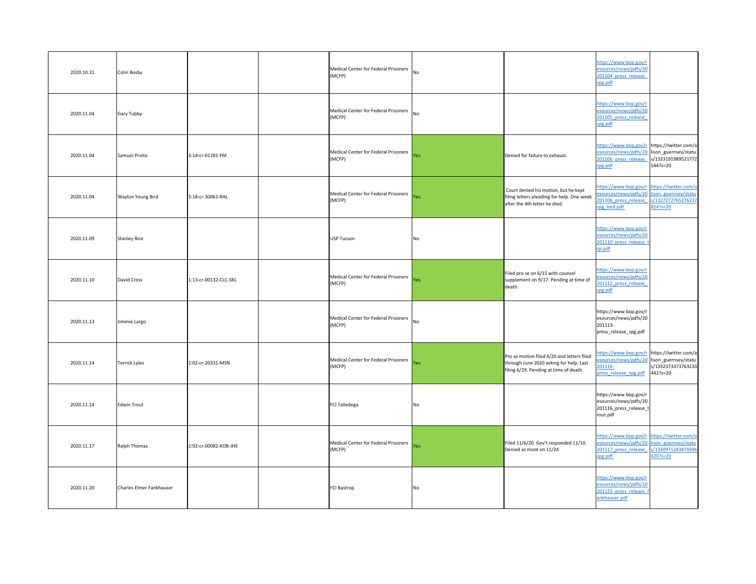| | | | | | | | | |
|---|---|---|---|---|---|---|---|---|
| 2020.10.31 | Colin Bosby | | | Medical Center for Federal Prisoners (MCFP) | No | | https://www.bop.gov/resources/news/pdfs/20201104_press_release_spg.pdf | |
| 2020.11.04 | Gary Tubby | | | Medical Center for Federal Prisoners (MCFP) | No | | https://www.bop.gov/resources/news/pdfs/20201105_press_release_spg.pdf | |
| 2020.11.04 | Samuel Prieto | 3:14-cr-01281-FM | | Medical Center for Federal Prisoners (MCFP) | Yes. | Denied for failure to exhaust. | https://www.bop.gov/resources/news/pdfs/20201106_press_release_spg.pdf | https://twitter.com/alison_guernsey/status/1333191989521772544?s=20 |
| 2020.11.04 | Waylon Young Bird | 3:18-cr-30061-RAL | | Medical Center for Federal Prisoners (MCFP) | Yes. | Court denied his motion, but he kept filing letters pleading for help. One week after the 4th letter he died. | https://www.bop.gov/resources/news/pdfs/20201106_press_release_spg_bird.pdf | https://twitter.com/alison_guernsey/status/1327272765276237824?s=20 |
| 2020.11.09 | Stanley Rice | | | USP Tucson | No | | https://www.bop.gov/resources/news/pdfs/20201110_press_release_tcp.pdf | |
| 2020.11.10 | David Cross | 1:13-cr-00132-CLC-SKL | | Medical Center for Federal Prisoners (MCFP) | Yes. | Filed pro se on 6/15 with counsel supplement on 9/17. Pending at time of death. | https://www.bop.gov/resources/news/pdfs/20201112_press_release_spg.pdf | |
| 2020.11.13 | Jimmie Largo | | | Medical Center for Federal Prisoners (MCFP) | No | | https://www.bop.gov/resources/news/pdfs/20201113-press_release_spg.pdf | |
| 2020.11.14 | Torrick Lyles | 2:02-cr-20331-MSN | | Medical Center for Federal Prisoners (MCFP) | Yes. | Pro se motion filed 4/20 and letters filed through June 2020 asking for help. Last filing 6/29. Pending at time of death. | https://www.bop.gov/resources/news/pdfs/201116-press_release_spg.pdf | https://twitter.com/alison_guernsey/status/1332373373763133442?s=20 |
| 2020.11.14 | Edwin Trout | | | FCI Talledega | No | | https://www.bop.gov/resources/news/pdfs/20201116_press_release_trout.pdf | |
| 2020.11.17 | Ralph Thomas | 2:92-cr-00082-KOB-JHE | | Medical Center for Federal Prisoners (MCFP) | Yes. | Filed 11/6/20. Gov't responded 11/10. Denied as moot on 11/24 | https://www.bop.gov/resources/news/pdfs/201117_press_release_spg.pdf | https://twitter.com/alison_guernsey/status/1330971283870396420?s=20 |
| 2020.11.20 | Charles Elmer Fankhauser | | | FCI Bastrop | No | | https://www.bop.gov/resources/news/pdfs/201123_press_release_fankhauser.pdf | |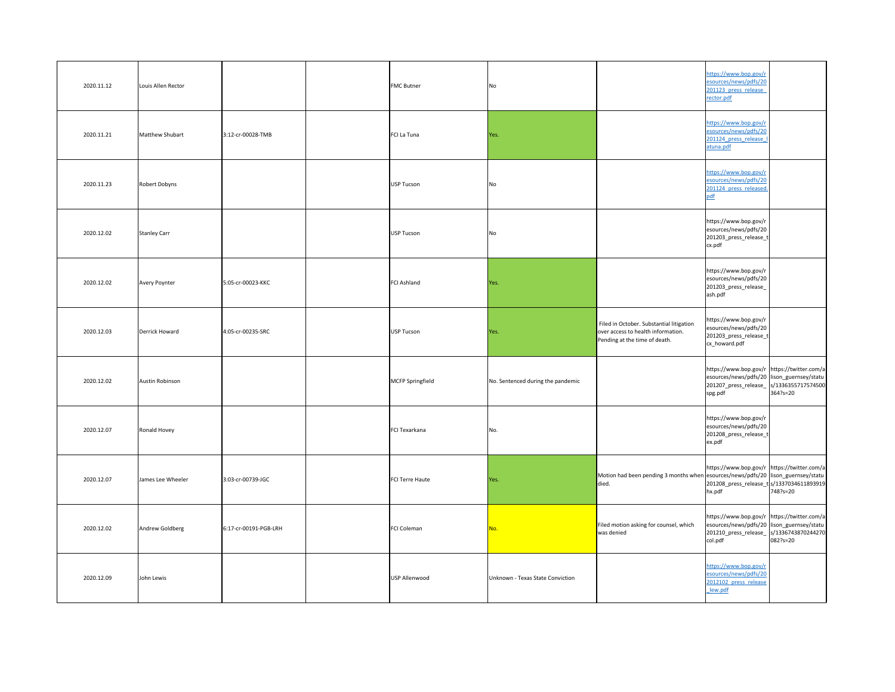| | | | | | | | | |
|---|---|---|---|---|---|---|---|---|
| 2020.11.12 | Louis Allen Rector | | | FMC Butner | No | | https://www.bop.gov/resources/news/pdfs/20201123_press_release_rector.pdf | |
| 2020.11.21 | Matthew Shubart | 3:12-cr-00028-TMB | | FCI La Tuna | Yes. | | https://www.bop.gov/resources/news/pdfs/20201124_press_release_latuna.pdf | |
| 2020.11.23 | Robert Dobyns | | | USP Tucson | No | | https://www.bop.gov/resources/news/pdfs/20201124_press_released.pdf | |
| 2020.12.02 | Stanley Carr | | | USP Tucson | No | | https://www.bop.gov/resources/news/pdfs/20201203_press_release_tcx.pdf | |
| 2020.12.02 | Avery Poynter | 5:05-cr-00023-KKC | | FCI Ashland | Yes. | | https://www.bop.gov/resources/news/pdfs/20201203_press_release_ash.pdf | |
| 2020.12.03 | Derrick Howard | 4:05-cr-00235-SRC | | USP Tucson | Yes. | Filed in October. Substantial litigation over access to health information. Pending at the time of death. | https://www.bop.gov/resources/news/pdfs/20201203_press_release_tcx_howard.pdf | |
| 2020.12.02 | Austin Robinson | | | MCFP Springfield | No. Sentenced during the pandemic | | https://www.bop.gov/resources/news/pdfs/20201207_press_release_spg.pdf | https://twitter.com/alison_guernsey/status/1336355717574500364?s=20 |
| 2020.12.07 | Ronald Hovey | | | FCI Texarkana | No. | | https://www.bop.gov/resources/news/pdfs/20201208_press_release_tex.pdf | |
| 2020.12.07 | James Lee Wheeler | 3:03-cr-00739-JGC | | FCI Terre Haute | Yes. | Motion had been pending 3 months when died. | https://www.bop.gov/resources/news/pdfs/20201208_press_release_thx.pdf | https://twitter.com/alison_guernsey/status/1337034611893919748?s=20 |
| 2020.12.02 | Andrew Goldberg | 6:17-cr-00191-PGB-LRH | | FCI Coleman | No. | Filed motion asking for counsel, which was denied | https://www.bop.gov/resources/news/pdfs/20201210_press_release_col.pdf | https://twitter.com/alison_guernsey/status/1336743870244270082?s=20 |
| 2020.12.09 | John Lewis | | | USP Allenwood | Unknown - Texas State Conviction | | https://www.bop.gov/resources/news/pdfs/2012102_press_release_lew.pdf | |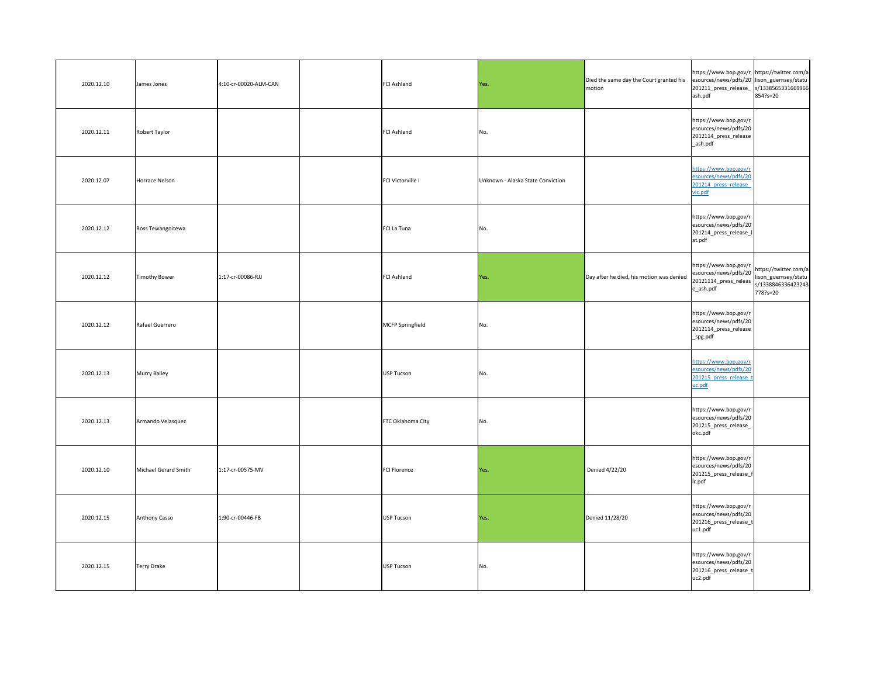| | | | | | | | | |
|---|---|---|---|---|---|---|---|---|
| 2020.12.10 | James Jones | 4:10-cr-00020-ALM-CAN | | FCI Ashland | Yes. | Died the same day the Court granted his motion | https://www.bop.gov/resources/news/pdfs/20201211_press_release_ash.pdf | https://twitter.com/alison_guernsey/status/1338565331669966854?s=20 |
| 2020.12.11 | Robert Taylor | | | FCI Ashland | No. | | https://www.bop.gov/resources/news/pdfs/202012114_press_release_ash.pdf | |
| 2020.12.07 | Horrace Nelson | | | FCI Victorville I | Unknown - Alaska State Conviction | | https://www.bop.gov/resources/news/pdfs/20201214_press_release_vic.pdf | |
| 2020.12.12 | Ross Tewangoitewa | | | FCI La Tuna | No. | | https://www.bop.gov/resources/news/pdfs/20201214_press_release_lat.pdf | |
| 2020.12.12 | Timothy Bower | 1:17-cr-00086-RJJ | | FCI Ashland | Yes. | Day after he died, his motion was denied | https://www.bop.gov/resources/news/pdfs/20121114_press_release_ash.pdf | https://twitter.com/alison_guernsey/status/1338846336423243778?s=20 |
| 2020.12.12 | Rafael Guerrero | | | MCFP Springfield | No. | | https://www.bop.gov/resources/news/pdfs/202012114_press_release_spg.pdf | |
| 2020.12.13 | Murry Bailey | | | USP Tucson | No. | | https://www.bop.gov/resources/news/pdfs/20201215_press_release_tuc.pdf | |
| 2020.12.13 | Armando Velasquez | | | FTC Oklahoma City | No. | | https://www.bop.gov/resources/news/pdfs/20201215_press_release_okc.pdf | |
| 2020.12.10 | Michael Gerard Smith | 1:17-cr-00575-MV | | FCI Florence | Yes. | Denied 4/22/20 | https://www.bop.gov/resources/news/pdfs/20201215_press_release_flr.pdf | |
| 2020.12.15 | Anthony Casso | 1:90-cr-00446-FB | | USP Tucson | Yes. | Denied 11/28/20 | https://www.bop.gov/resources/news/pdfs/20201216_press_release_tuc1.pdf | |
| 2020.12.15 | Terry Drake | | | USP Tucson | No. | | https://www.bop.gov/resources/news/pdfs/20201216_press_release_tuc2.pdf | |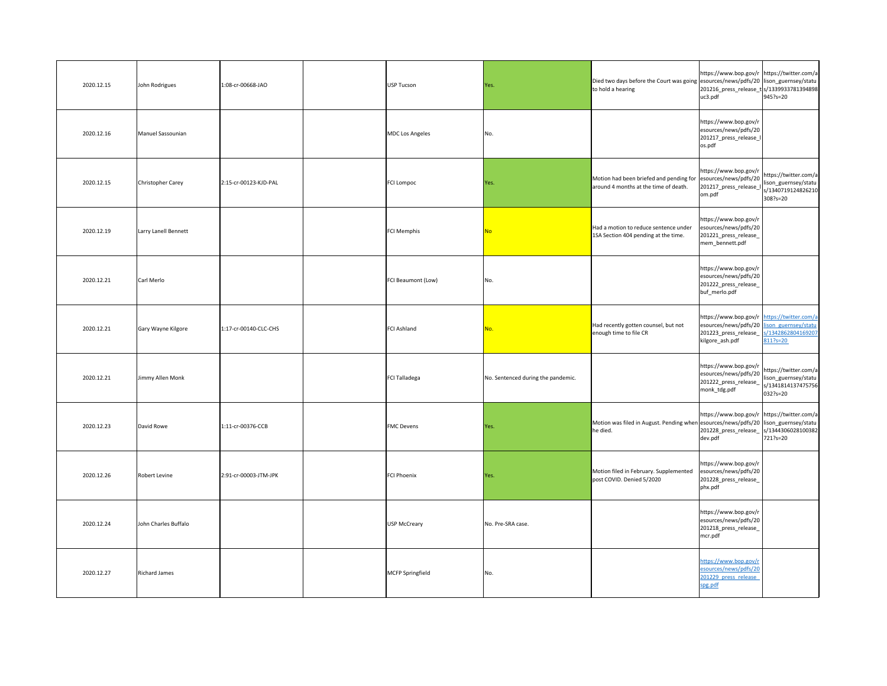| | | | | | | | | |
|---|---|---|---|---|---|---|---|---|
| 2020.12.15 | John Rodrigues | 1:08-cr-00668-JAO | | USP Tucson | Yes. | Died two days before the Court was going to hold a hearing | https://www.bop.gov/resources/news/pdfs/20201216_press_release_tuc3.pdf | https://twitter.com/alison_guernsey/status/1339933781394898945?s=20 |
| 2020.12.16 | Manuel Sassounian | | | MDC Los Angeles | No. | | https://www.bop.gov/resources/news/pdfs/20201217_press_release_los.pdf | |
| 2020.12.15 | Christopher Carey | 2:15-cr-00123-KJD-PAL | | FCI Lompoc | Yes. | Motion had been briefed and pending for around 4 months at the time of death. | https://www.bop.gov/resources/news/pdfs/20201217_press_release_lom.pdf | https://twitter.com/alison_guernsey/status/1340719124826210308?s=20 |
| 2020.12.19 | Larry Lanell Bennett | | | FCI Memphis | No | Had a motion to reduce sentence under 1SA Section 404 pending at the time. | https://www.bop.gov/resources/news/pdfs/20201221_press_release_mem_bennett.pdf | |
| 2020.12.21 | Carl Merlo | | | FCI Beaumont (Low) | No. | | https://www.bop.gov/resources/news/pdfs/20201222_press_release_buf_merlo.pdf | |
| 2020.12.21 | Gary Wayne Kilgore | 1:17-cr-00140-CLC-CHS | | FCI Ashland | No. | Had recently gotten counsel, but not enough time to file CR | https://www.bop.gov/resources/news/pdfs/20201223_press_release_kilgore_ash.pdf | https://twitter.com/alison_guernsey/status/1342862804169207811?s=20 |
| 2020.12.21 | Jimmy Allen Monk | | | FCI Talladega | No. Sentenced during the pandemic. | | https://www.bop.gov/resources/news/pdfs/20201222_press_release_monk_tdg.pdf | https://twitter.com/alison_guernsey/status/1341814137475756032?s=20 |
| 2020.12.23 | David Rowe | 1:11-cr-00376-CCB | | FMC Devens | Yes. | Motion was filed in August. Pending when he died. | https://www.bop.gov/resources/news/pdfs/20201228_press_release_dev.pdf | https://twitter.com/alison_guernsey/status/1344306028100382721?s=20 |
| 2020.12.26 | Robert Levine | 2:91-cr-00003-JTM-JPK | | FCI Phoenix | Yes. | Motion filed in February. Supplemented post COVID. Denied 5/2020 | https://www.bop.gov/resources/news/pdfs/20201228_press_release_phx.pdf | |
| 2020.12.24 | John Charles Buffalo | | | USP McCreary | No. Pre-SRA case. | | https://www.bop.gov/resources/news/pdfs/20201218_press_release_mcr.pdf | |
| 2020.12.27 | Richard James | | | MCFP Springfield | No. | | https://www.bop.gov/resources/news/pdfs/20201229_press_release_spg.pdf | |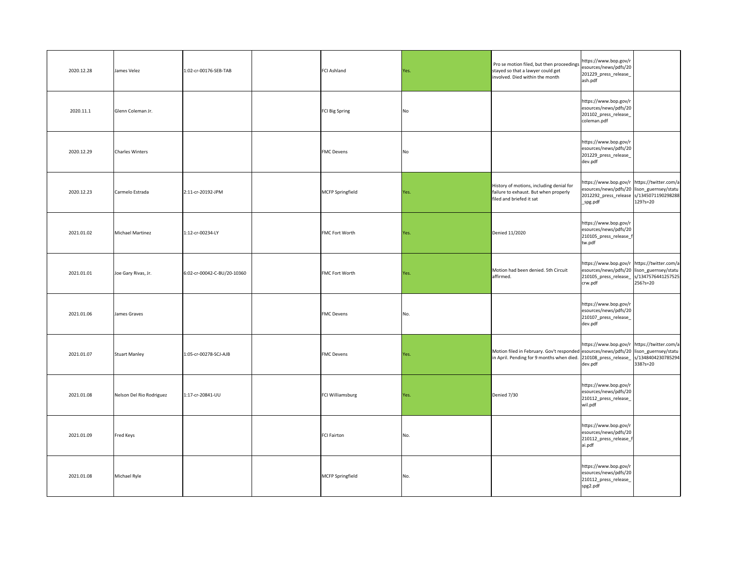| | | | | | | | | |
|---|---|---|---|---|---|---|---|---|
| 2020.12.28 | James Velez | 1:02-cr-00176-SEB-TAB | | FCI Ashland | Yes. | Pro se motion filed, but then proceedings stayed so that a lawyer could get involved. Died within the month | https://www.bop.gov/resources/news/pdfs/20201229_press_release_ash.pdf | |
| 2020.11.1 | Glenn Coleman Jr. | | | FCI Big Spring | No | | https://www.bop.gov/resources/news/pdfs/20201102_press_release_coleman.pdf | |
| 2020.12.29 | Charles Winters | | | FMC Devens | No | | https://www.bop.gov/resources/news/pdfs/20201229_press_release_dev.pdf | |
| 2020.12.23 | Carmelo Estrada | 2:11-cr-20192-JPM | | MCFP Springfield | Yes. | History of motions, including denial for failure to exhaust. But when properly filed and briefed it sat | https://www.bop.gov/resources/news/pdfs/2012292_press_release_spg.pdf | https://twitter.com/alison_guernsey/status/1345071190298288129?s=20 |
| 2021.01.02 | Michael Martinez | 1:12-cr-00234-LY | | FMC Fort Worth | Yes. | Denied 11/2020 | https://www.bop.gov/resources/news/pdfs/20210105_press_release_ftw.pdf | |
| 2021.01.01 | Joe Gary Rivas, Jr. | 6:02-cr-00042-C-BU/20-10360 | | FMC Fort Worth | Yes. | Motion had been denied. 5th Circuit affirmed. | https://www.bop.gov/resources/news/pdfs/20210105_press_release_crw.pdf | https://twitter.com/alison_guernsey/status/1347576441257525256?s=20 |
| 2021.01.06 | James Graves | | | FMC Devens | No. | | https://www.bop.gov/resources/news/pdfs/20210107_press_release_dev.pdf | |
| 2021.01.07 | Stuart Manley | 1:05-cr-00278-SCJ-AJB | | FMC Devens | Yes. | Motion filed in February. Gov't responded in April. Pending for 9 months when died. | https://www.bop.gov/resources/news/pdfs/20210108_press_release_dev.pdf | https://twitter.com/alison_guernsey/status/1348404230785294338?s=20 |
| 2021.01.08 | Nelson Del Rio Rodriguez | 1:17-cr-20841-UU | | FCI Williamsburg | Yes. | Denied 7/30 | https://www.bop.gov/resources/news/pdfs/20210112_press_release_wil.pdf | |
| 2021.01.09 | Fred Keys | | | FCI Fairton | No. | | https://www.bop.gov/resources/news/pdfs/20210112_press_release_fai.pdf | |
| 2021.01.08 | Michael Ryle | | | MCFP Springfield | No. | | https://www.bop.gov/resources/news/pdfs/20210112_press_release_spg2.pdf | |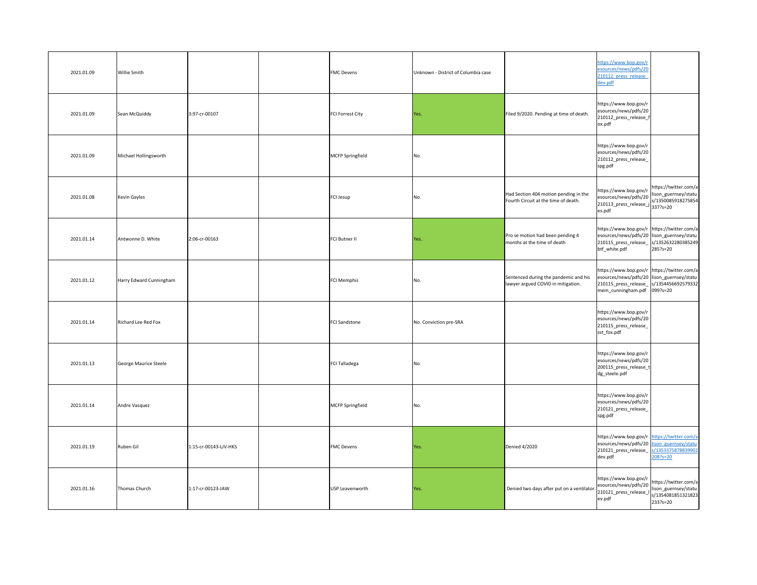| | | | | | | | | |
|---|---|---|---|---|---|---|---|---|
| 2021.01.09 | Willie Smith | | | FMC Devens | Unknown - District of Columbia case | | https://www.bop.gov/resources/news/pdfs/20210112_press_release_dev.pdf | |
| 2021.01.09 | Sean McQuiddy | 3:97-cr-00107 | | FCI Forrest City | Yes. | Filed 9/2020. Pending at time of death. | https://www.bop.gov/resources/news/pdfs/20210112_press_release_fox.pdf | |
| 2021.01.09 | Michael Hollingsworth | | | MCFP Springfield | No. | | https://www.bop.gov/resources/news/pdfs/20210112_press_release_spg.pdf | |
| 2021.01.08 | Kevin Gayles | | | FCI Jesup | No. | Had Section 404 motion pending in the Fourth Circuit at the time of death. | https://www.bop.gov/resources/news/pdfs/20210113_press_release_jes.pdf | https://twitter.com/alison_guernsey/status/1350085918275854337?s=20 |
| 2021.01.14 | Antwonne D. White | 2:06-cr-00163 | | FCI Butner II | Yes. | Pro se motion had been pending 4 months at the time of death | https://www.bop.gov/resources/news/pdfs/20210115_press_release_btf_white.pdf | https://twitter.com/alison_guernsey/status/1352632280385249285?s=20 |
| 2021.01.12 | Harry Edward Cunningham | | | FCI Memphis | No. | Sentenced during the pandemic and his lawyer argued COVID in mitigation. | https://www.bop.gov/resources/news/pdfs/20210115_press_release_mem_cunningham.pdf | https://twitter.com/alison_guernsey/status/1354456692579332099?s=20 |
| 2021.01.14 | Richard Lee Red Fox | | | FCI Sandstone | No. Conviction pre-SRA | | https://www.bop.gov/resources/news/pdfs/20210115_press_release_sst_fox.pdf | |
| 2021.01.13 | George Maurice Steele | | | FCI Talladega | No. | | https://www.bop.gov/resources/news/pdfs/20200115_press_release_tdg_steele.pdf | |
| 2021.01.14 | Andre Vasquez | | | MCFP Springfield | No. | | https://www.bop.gov/resources/news/pdfs/20210121_press_release_spg.pdf | |
| 2021.01.19 | Ruben Gil | 1:15-cr-00143-LJV-HKS | | FMC Devens | Yes. | Denied 4/2020 | https://www.bop.gov/resources/news/pdfs/20210121_press_release_dev.pdf | https://twitter.com/alison_guernsey/status/1353375878839902208?s=20 |
| 2021.01.16 | Thomas Church | 1:17-cr-00123-JAW | | USP Leavenworth | Yes. | Denied two days after put on a ventilator. | https://www.bop.gov/resources/news/pdfs/20210121_press_release_lev.pdf | https://twitter.com/alison_guernsey/status/1354081851321823233?s=20 |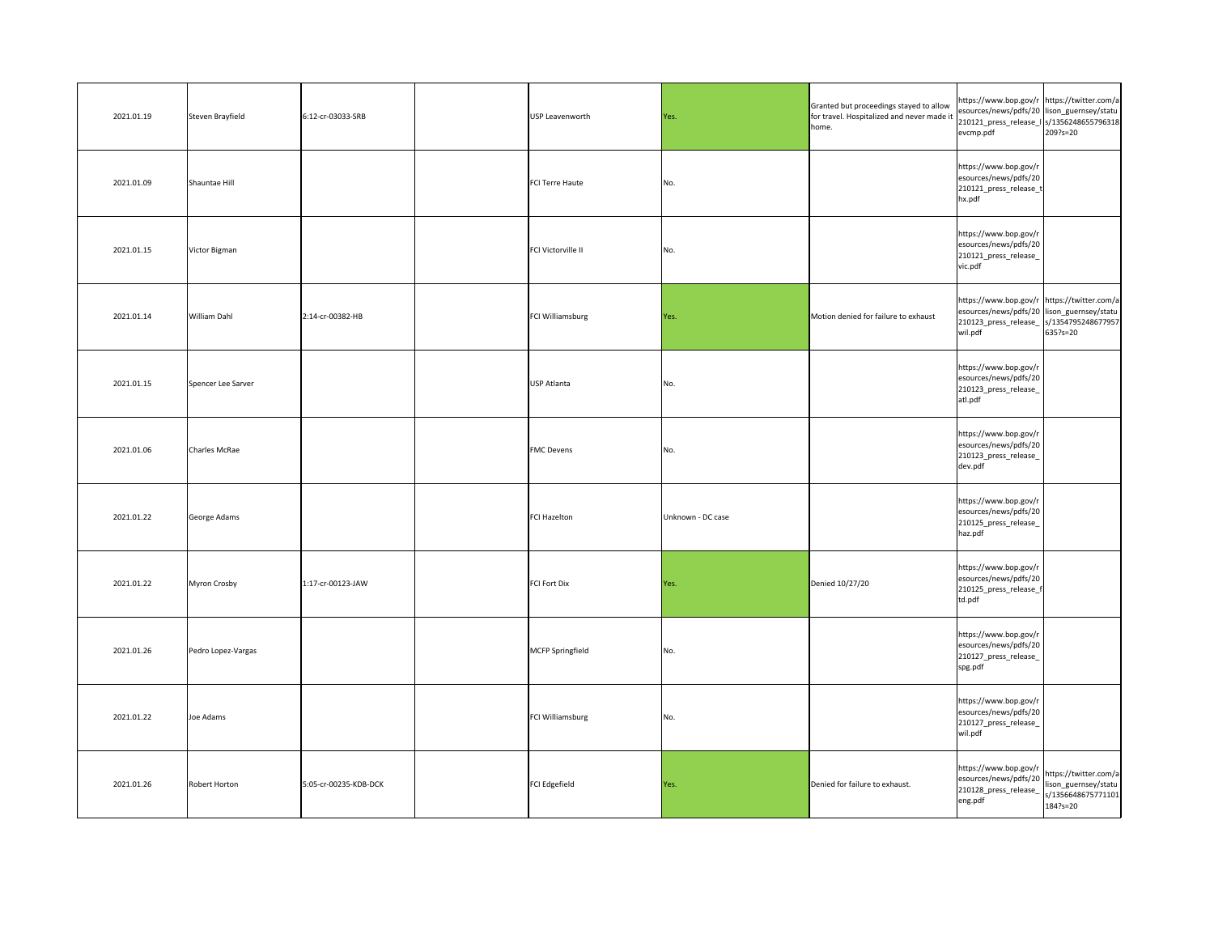| | | | | | | | | |
|---|---|---|---|---|---|---|---|---|
| 2021.01.19 | Steven Brayfield | 6:12-cr-03033-SRB | | USP Leavenworth | Yes. | Granted but proceedings stayed to allow for travel. Hospitalized and never made it home. | https://www.bop.gov/resources/news/pdfs/20210121_press_release_levcmp.pdf | https://twitter.com/alison_guernsey/status/1356248655796318209?s=20 |
| 2021.01.09 | Shauntae Hill | | | FCI Terre Haute | No. | | https://www.bop.gov/resources/news/pdfs/20210121_press_release_thx.pdf | |
| 2021.01.15 | Victor Bigman | | | FCI Victorville II | No. | | https://www.bop.gov/resources/news/pdfs/20210121_press_release_vic.pdf | |
| 2021.01.14 | William Dahl | 2:14-cr-00382-HB | | FCI Williamsburg | Yes. | Motion denied for failure to exhaust | https://www.bop.gov/resources/news/pdfs/20210123_press_release_wil.pdf | https://twitter.com/alison_guernsey/status/1354795248677957635?s=20 |
| 2021.01.15 | Spencer Lee Sarver | | | USP Atlanta | No. | | https://www.bop.gov/resources/news/pdfs/20210123_press_release_atl.pdf | |
| 2021.01.06 | Charles McRae | | | FMC Devens | No. | | https://www.bop.gov/resources/news/pdfs/20210123_press_release_dev.pdf | |
| 2021.01.22 | George Adams | | | FCI Hazelton | Unknown - DC case | | https://www.bop.gov/resources/news/pdfs/20210125_press_release_haz.pdf | |
| 2021.01.22 | Myron Crosby | 1:17-cr-00123-JAW | | FCI Fort Dix | Yes. | Denied 10/27/20 | https://www.bop.gov/resources/news/pdfs/20210125_press_release_ftd.pdf | |
| 2021.01.26 | Pedro Lopez-Vargas | | | MCFP Springfield | No. | | https://www.bop.gov/resources/news/pdfs/20210127_press_release_spg.pdf | |
| 2021.01.22 | Joe Adams | | | FCI Williamsburg | No. | | https://www.bop.gov/resources/news/pdfs/20210127_press_release_wil.pdf | |
| 2021.01.26 | Robert Horton | 5:05-cr-00235-KDB-DCK | | FCI Edgefield | Yes. | Denied for failure to exhaust. | https://www.bop.gov/resources/news/pdfs/20210128_press_release_eng.pdf | https://twitter.com/alison_guernsey/status/1356648675771101184?s=20 |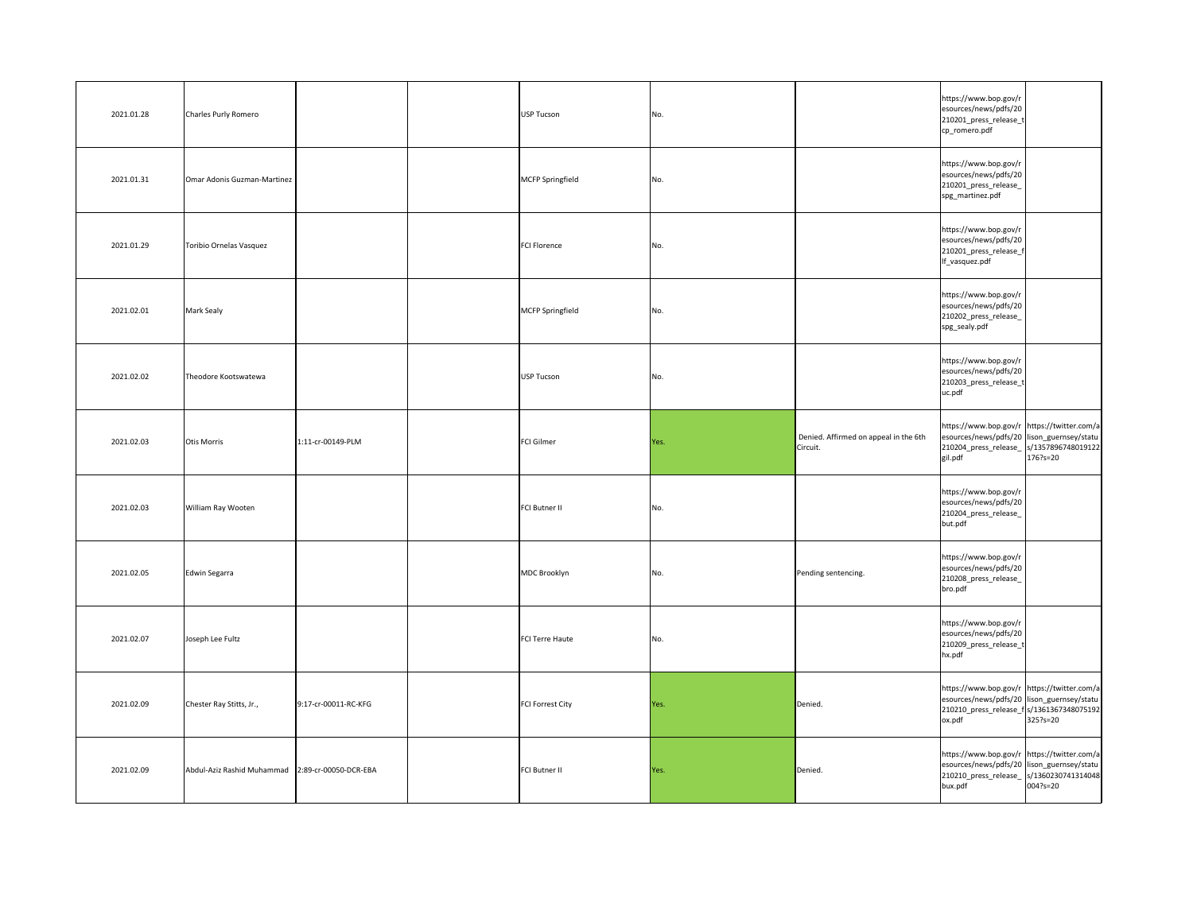| | | | | | | | | |
|---|---|---|---|---|---|---|---|---|
| 2021.01.28 | Charles Purly Romero | | | USP Tucson | No. | | https://www.bop.gov/resources/news/pdfs/20210201_press_release_tcp_romero.pdf | |
| 2021.01.31 | Omar Adonis Guzman-Martinez | | | MCFP Springfield | No. | | https://www.bop.gov/resources/news/pdfs/20210201_press_release_spg_martinez.pdf | |
| 2021.01.29 | Toribio Ornelas Vasquez | | | FCI Florence | No. | | https://www.bop.gov/resources/news/pdfs/20210201_press_release_flf_vasquez.pdf | |
| 2021.02.01 | Mark Sealy | | | MCFP Springfield | No. | | https://www.bop.gov/resources/news/pdfs/20210202_press_release_spg_sealy.pdf | |
| 2021.02.02 | Theodore Kootswatewa | | | USP Tucson | No. | | https://www.bop.gov/resources/news/pdfs/20210203_press_release_tuc.pdf | |
| 2021.02.03 | Otis Morris | 1:11-cr-00149-PLM | | FCI Gilmer | Yes. | Denied. Affirmed on appeal in the 6th Circuit. | https://www.bop.gov/resources/news/pdfs/20210204_press_release_gil.pdf | https://twitter.com/alison_guernsey/status/1357896748019122176?s=20 |
| 2021.02.03 | William Ray Wooten | | | FCI Butner II | No. | | https://www.bop.gov/resources/news/pdfs/20210204_press_release_but.pdf | |
| 2021.02.05 | Edwin Segarra | | | MDC Brooklyn | No. | Pending sentencing. | https://www.bop.gov/resources/news/pdfs/20210208_press_release_bro.pdf | |
| 2021.02.07 | Joseph Lee Fultz | | | FCI Terre Haute | No. | | https://www.bop.gov/resources/news/pdfs/20210209_press_release_thx.pdf | |
| 2021.02.09 | Chester Ray Stitts, Jr., | 9:17-cr-00011-RC-KFG | | FCI Forrest City | Yes. | Denied. | https://www.bop.gov/resources/news/pdfs/20210210_press_release_fox.pdf | https://twitter.com/alison_guernsey/status/1361367348075192325?s=20 |
| 2021.02.09 | Abdul-Aziz Rashid Muhammad | 2:89-cr-00050-DCR-EBA | | FCI Butner II | Yes. | Denied. | https://www.bop.gov/resources/news/pdfs/20210210_press_release_bux.pdf | https://twitter.com/alison_guernsey/status/1360230741314048004?s=20 |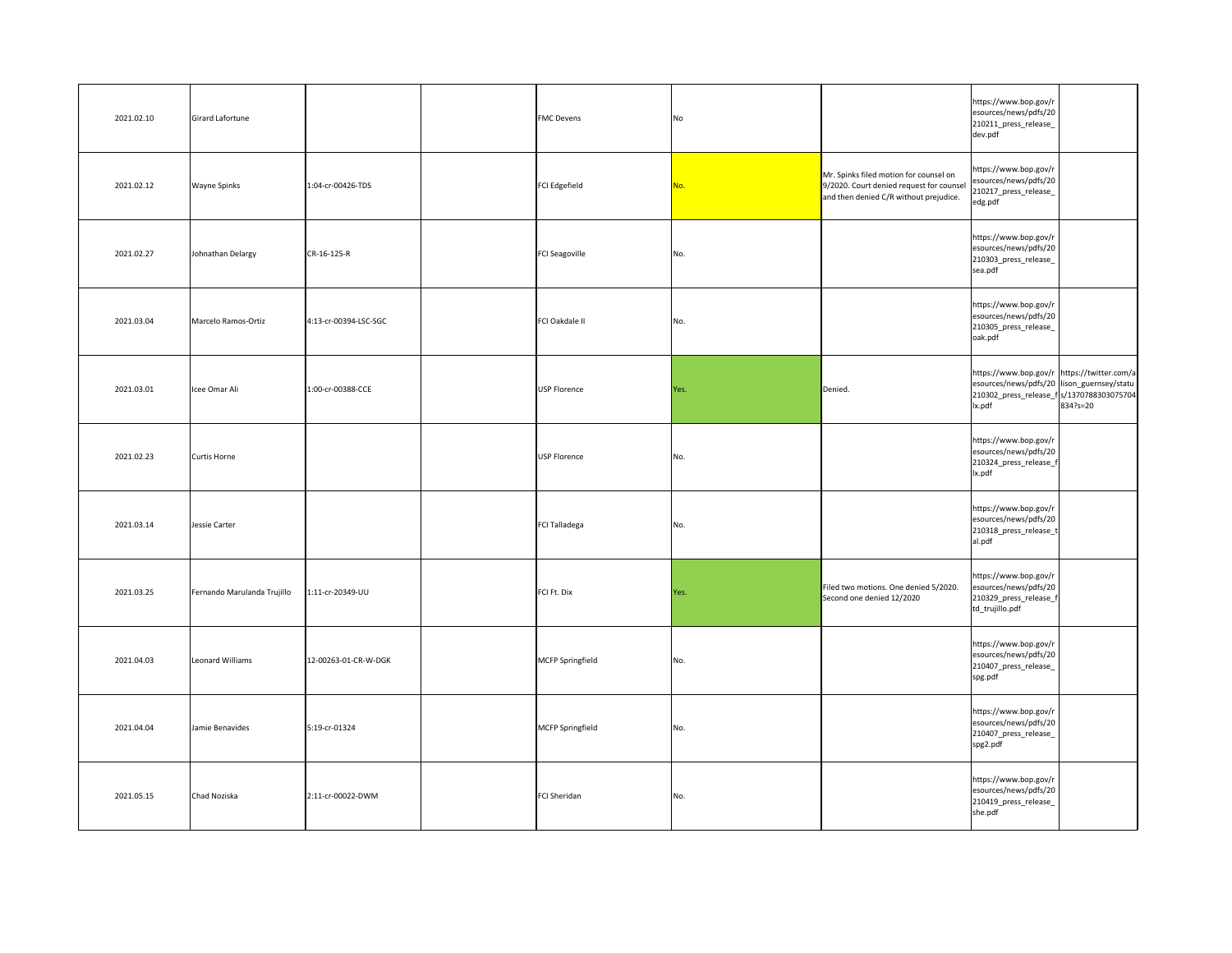| | | | | | | | | |
|---|---|---|---|---|---|---|---|---|
| 2021.02.10 | Girard Lafortune | | | FMC Devens | No | | https://www.bop.gov/resources/news/pdfs/20210211_press_release_dev.pdf | |
| 2021.02.12 | Wayne Spinks | 1:04-cr-00426-TDS | | FCI Edgefield | No. | Mr. Spinks filed motion for counsel on 9/2020. Court denied request for counsel and then denied C/R without prejudice. | https://www.bop.gov/resources/news/pdfs/20210217_press_release_edg.pdf | |
| 2021.02.27 | Johnathan Delargy | CR-16-125-R | | FCI Seagoville | No. | | https://www.bop.gov/resources/news/pdfs/20210303_press_release_sea.pdf | |
| 2021.03.04 | Marcelo Ramos-Ortiz | 4:13-cr-00394-LSC-SGC | | FCI Oakdale II | No. | | https://www.bop.gov/resources/news/pdfs/20210305_press_release_oak.pdf | |
| 2021.03.01 | Icee Omar Ali | 1:00-cr-00388-CCE | | USP Florence | Yes. | Denied. | https://www.bop.gov/resources/news/pdfs/20210302_press_release_flx.pdf | https://twitter.com/alison_guernsey/status/1370788303075704834?s=20 |
| 2021.02.23 | Curtis Horne | | | USP Florence | No. | | https://www.bop.gov/resources/news/pdfs/20210324_press_release_flx.pdf | |
| 2021.03.14 | Jessie Carter | | | FCI Talladega | No. | | https://www.bop.gov/resources/news/pdfs/20210318_press_release_tal.pdf | |
| 2021.03.25 | Fernando Marulanda Trujillo | 1:11-cr-20349-UU | | FCI Ft. Dix | Yes. | Filed two motions. One denied 5/2020. Second one denied 12/2020 | https://www.bop.gov/resources/news/pdfs/20210329_press_release_ftd_trujillo.pdf | |
| 2021.04.03 | Leonard Williams | 12-00263-01-CR-W-DGK | | MCFP Springfield | No. | | https://www.bop.gov/resources/news/pdfs/20210407_press_release_spg.pdf | |
| 2021.04.04 | Jamie Benavides | 5:19-cr-01324 | | MCFP Springfield | No. | | https://www.bop.gov/resources/news/pdfs/20210407_press_release_spg2.pdf | |
| 2021.05.15 | Chad Noziska | 2:11-cr-00022-DWM | | FCI Sheridan | No. | | https://www.bop.gov/resources/news/pdfs/20210419_press_release_she.pdf | |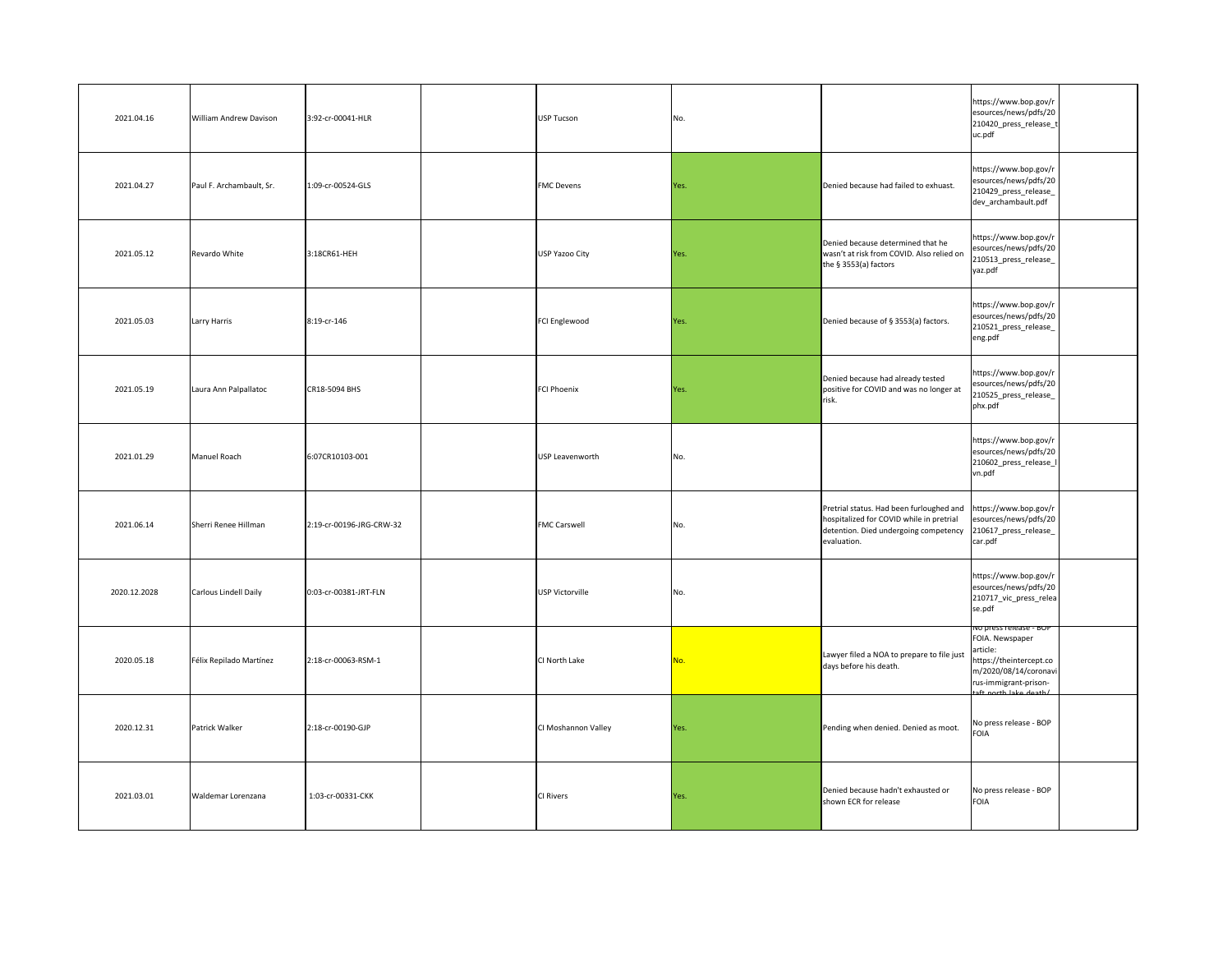| | | | | | | | | |
|---|---|---|---|---|---|---|---|---|
| 2021.04.16 | William Andrew Davison | 3:92-cr-00041-HLR | | USP Tucson | No. | | https://www.bop.gov/resources/news/pdfs/20210420_press_release_tuc.pdf | |
| 2021.04.27 | Paul F. Archambault, Sr. | 1:09-cr-00524-GLS | | FMC Devens | Yes. | Denied because had failed to exhuast. | https://www.bop.gov/resources/news/pdfs/20210429_press_release_dev_archambault.pdf | |
| 2021.05.12 | Revardo White | 3:18CR61-HEH | | USP Yazoo City | Yes. | Denied because determined that he wasn't at risk from COVID. Also relied on the § 3553(a) factors | https://www.bop.gov/resources/news/pdfs/20210513_press_release_yaz.pdf | |
| 2021.05.03 | Larry Harris | 8:19-cr-146 | | FCI Englewood | Yes. | Denied because of § 3553(a) factors. | https://www.bop.gov/resources/news/pdfs/20210521_press_release_eng.pdf | |
| 2021.05.19 | Laura Ann Palpallatoc | CR18-5094 BHS | | FCI Phoenix | Yes. | Denied because had already tested positive for COVID and was no longer at risk. | https://www.bop.gov/resources/news/pdfs/20210525_press_release_phx.pdf | |
| 2021.01.29 | Manuel Roach | 6:07CR10103-001 | | USP Leavenworth | No. | | https://www.bop.gov/resources/news/pdfs/20210602_press_release_lvn.pdf | |
| 2021.06.14 | Sherri Renee Hillman | 2:19-cr-00196-JRG-CRW-32 | | FMC Carswell | No. | Pretrial status. Had been furloughed and hospitalized for COVID while in pretrial detention. Died undergoing competency evaluation. | https://www.bop.gov/resources/news/pdfs/20210617_press_release_car.pdf | |
| 2020.12.2028 | Carlous Lindell Daily | 0:03-cr-00381-JRT-FLN | | USP Victorville | No. | | https://www.bop.gov/resources/news/pdfs/20210717_vic_press_release.pdf | |
| 2020.05.18 | Félix Repilado Martínez | 2:18-cr-00063-RSM-1 | | CI North Lake | No. | Lawyer filed a NOA to prepare to file just days before his death. | No press release - BOP FOIA. Newspaper article: https://theintercept.com/2020/08/14/coronavirus-immigrant-prison-taft-north-lake-death/ | |
| 2020.12.31 | Patrick Walker | 2:18-cr-00190-GJP | | CI Moshannon Valley | Yes. | Pending when denied. Denied as moot. | No press release - BOP FOIA | |
| 2021.03.01 | Waldemar Lorenzana | 1:03-cr-00331-CKK | | CI Rivers | Yes. | Denied because hadn't exhausted or shown ECR for release | No press release - BOP FOIA | |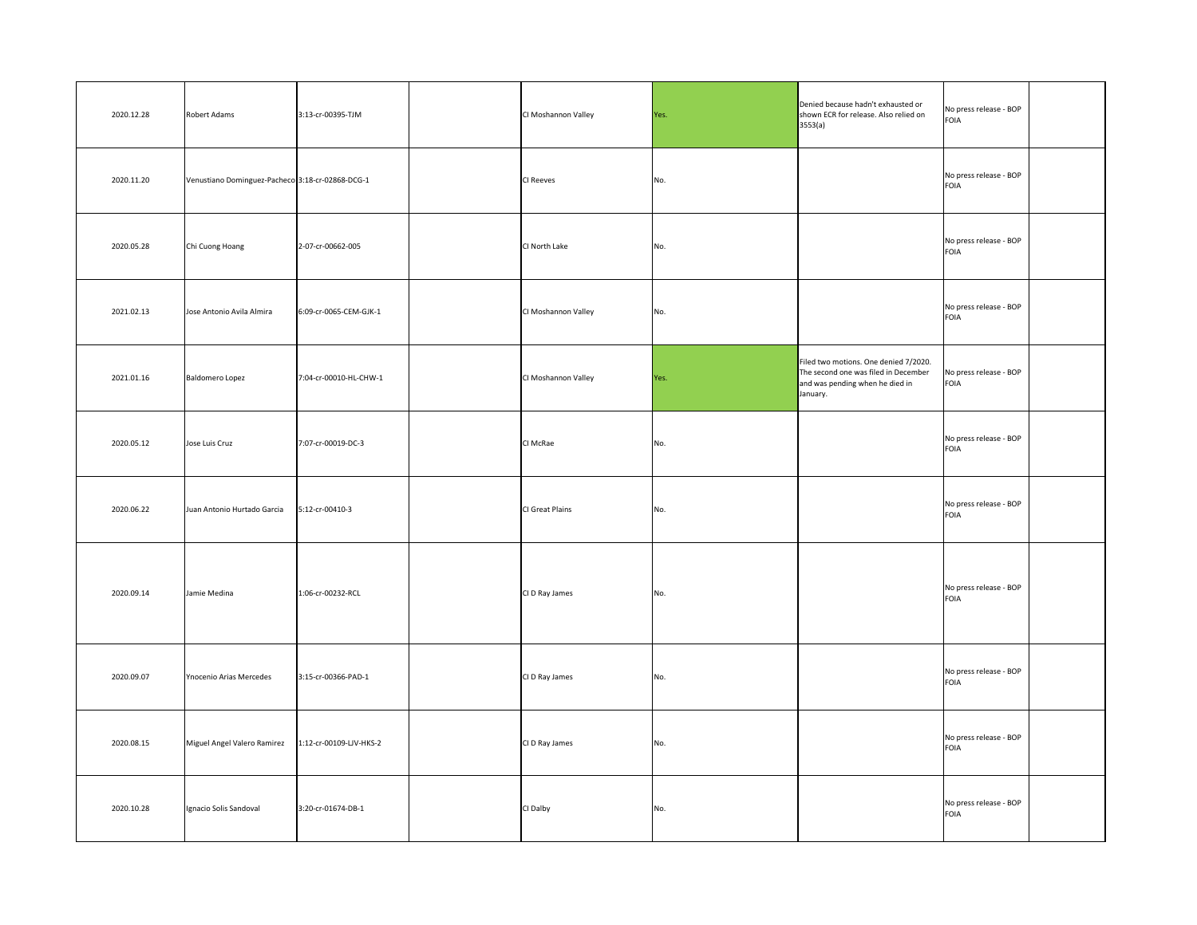| | | | | | | | | |
|---|---|---|---|---|---|---|---|---|
| 2020.12.28 | Robert Adams | 3:13-cr-00395-TJM | | CI Moshannon Valley | Yes. | Denied because hadn't exhausted or shown ECR for release. Also relied on 3553(a) | No press release - BOP FOIA | |
| 2020.11.20 | Venustiano Dominguez-Pacheco | 3:18-cr-02868-DCG-1 | | CI Reeves | No. | | No press release - BOP FOIA | |
| 2020.05.28 | Chi Cuong Hoang | 2-07-cr-00662-005 | | CI North Lake | No. | | No press release - BOP FOIA | |
| 2021.02.13 | Jose Antonio Avila Almira | 6:09-cr-0065-CEM-GJK-1 | | CI Moshannon Valley | No. | | No press release - BOP FOIA | |
| 2021.01.16 | Baldomero Lopez | 7:04-cr-00010-HL-CHW-1 | | CI Moshannon Valley | Yes. | Filed two motions. One denied 7/2020. The second one was filed in December and was pending when he died in January. | No press release - BOP FOIA | |
| 2020.05.12 | Jose Luis Cruz | 7:07-cr-00019-DC-3 | | CI McRae | No. | | No press release - BOP FOIA | |
| 2020.06.22 | Juan Antonio Hurtado Garcia | 5:12-cr-00410-3 | | CI Great Plains | No. | | No press release - BOP FOIA | |
| 2020.09.14 | Jamie Medina | 1:06-cr-00232-RCL | | CI D Ray James | No. | | No press release - BOP FOIA | |
| 2020.09.07 | Ynocenio Arias Mercedes | 3:15-cr-00366-PAD-1 | | CI D Ray James | No. | | No press release - BOP FOIA | |
| 2020.08.15 | Miguel Angel Valero Ramirez | 1:12-cr-00109-LJV-HKS-2 | | CI D Ray James | No. | | No press release - BOP FOIA | |
| 2020.10.28 | Ignacio Solis Sandoval | 3:20-cr-01674-DB-1 | | CI Dalby | No. | | No press release - BOP FOIA | |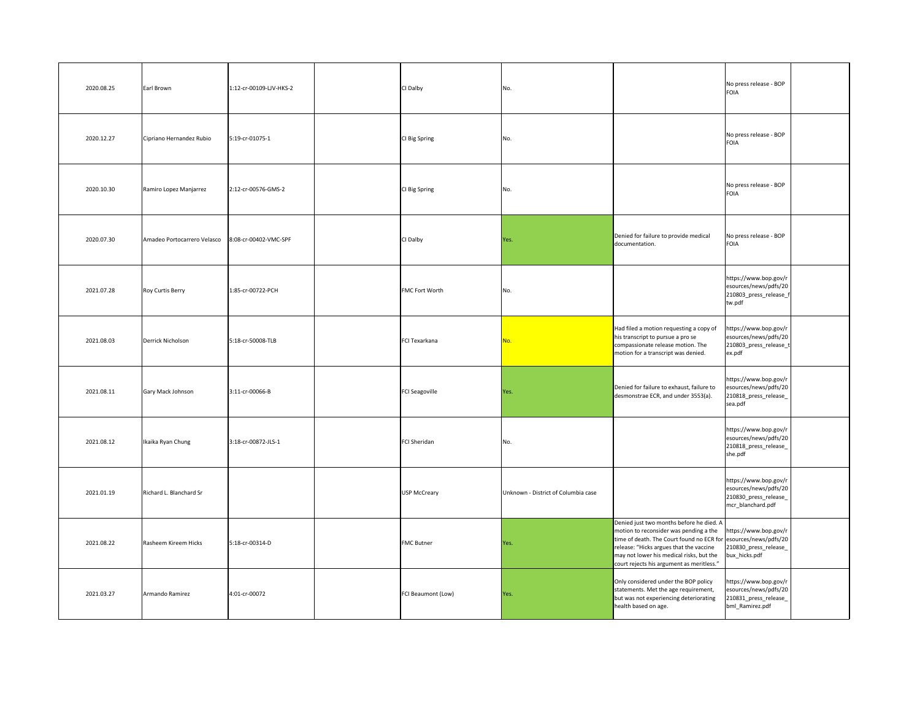| | | | | | | | | |
|---|---|---|---|---|---|---|---|---|
| 2020.08.25 | Earl Brown | 1:12-cr-00109-LJV-HKS-2 | | CI Dalby | No. | | No press release - BOP FOIA | |
| 2020.12.27 | Cipriano Hernandez Rubio | 5:19-cr-01075-1 | | CI Big Spring | No. | | No press release - BOP FOIA | |
| 2020.10.30 | Ramiro Lopez Manjarrez | 2:12-cr-00576-GMS-2 | | CI Big Spring | No. | | No press release - BOP FOIA | |
| 2020.07.30 | Amadeo Portocarrero Velasco | 8:08-cr-00402-VMC-SPF | | CI Dalby | Yes. | Denied for failure to provide medical documentation. | No press release - BOP FOIA | |
| 2021.07.28 | Roy Curtis Berry | 1:85-cr-00722-PCH | | FMC Fort Worth | No. | | https://www.bop.gov/resources/news/pdfs/20210803_press_release_ftw.pdf | |
| 2021.08.03 | Derrick Nicholson | 5:18-cr-50008-TLB | | FCI Texarkana | No. | Had filed a motion requesting a copy of his transcript to pursue a pro se compassionate release motion. The motion for a transcript was denied. | https://www.bop.gov/resources/news/pdfs/20210803_press_release_tex.pdf | |
| 2021.08.11 | Gary Mack Johnson | 3:11-cr-00066-B | | FCI Seagoville | Yes. | Denied for failure to exhaust, failure to desmonstrae ECR, and under 3553(a). | https://www.bop.gov/resources/news/pdfs/20210818_press_release_sea.pdf | |
| 2021.08.12 | Ikaika Ryan Chung | 3:18-cr-00872-JLS-1 | | FCI Sheridan | No. | | https://www.bop.gov/resources/news/pdfs/20210818_press_release_she.pdf | |
| 2021.01.19 | Richard L. Blanchard Sr | | | USP McCreary | Unknown - District of Columbia case | | https://www.bop.gov/resources/news/pdfs/20210830_press_release_mcr_blanchard.pdf | |
| 2021.08.22 | Rasheem Kireem Hicks | 5:18-cr-00314-D | | FMC Butner | Yes. | Denied just two months before he died. A motion to reconsider was pending a the time of death. The Court found no ECR for release: "Hicks argues that the vaccine may not lower his medical risks, but the court rejects his argument as meritless." | https://www.bop.gov/resources/news/pdfs/20210830_press_release_bux_hicks.pdf | |
| 2021.03.27 | Armando Ramirez | 4:01-cr-00072 | | FCI Beaumont (Low) | Yes. | Only considered under the BOP policy statements. Met the age requirement, but was not experiencing deteriorating health based on age. | https://www.bop.gov/resources/news/pdfs/20210831_press_release_bml_Ramirez.pdf | |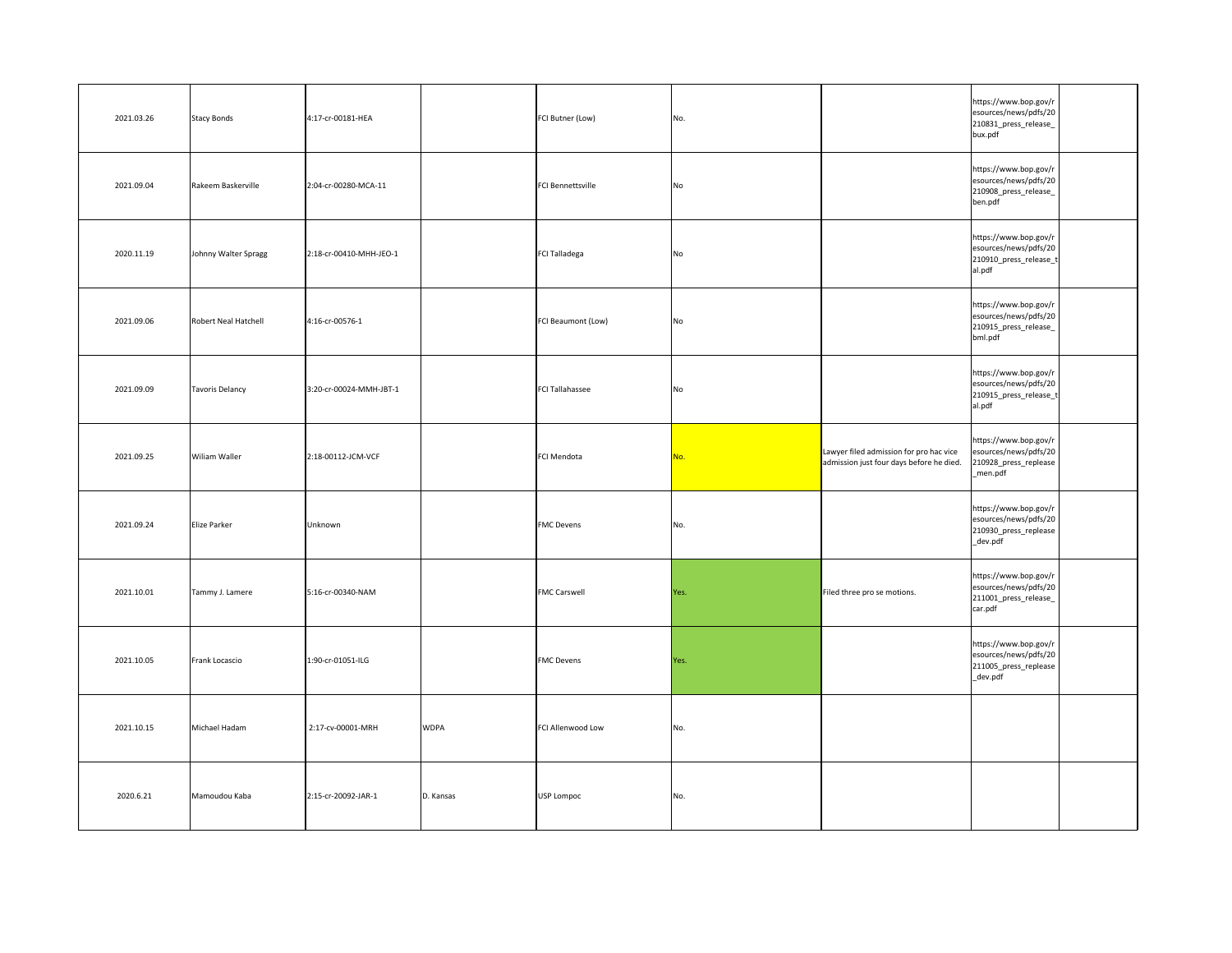| | | | | | | | | |
|---|---|---|---|---|---|---|---|---|
| 2021.03.26 | Stacy Bonds | 4:17-cr-00181-HEA | | FCI Butner (Low) | No. | | https://www.bop.gov/resources/news/pdfs/20210831_press_release_bux.pdf | |
| 2021.09.04 | Rakeem Baskerville | 2:04-cr-00280-MCA-11 | | FCI Bennettsville | No | | https://www.bop.gov/resources/news/pdfs/20210908_press_release_ben.pdf | |
| 2020.11.19 | Johnny Walter Spragg | 2:18-cr-00410-MHH-JEO-1 | | FCI Talladega | No | | https://www.bop.gov/resources/news/pdfs/20210910_press_release_tal.pdf | |
| 2021.09.06 | Robert Neal Hatchell | 4:16-cr-00576-1 | | FCI Beaumont (Low) | No | | https://www.bop.gov/resources/news/pdfs/20210915_press_release_bml.pdf | |
| 2021.09.09 | Tavoris Delancy | 3:20-cr-00024-MMH-JBT-1 | | FCI Tallahassee | No | | https://www.bop.gov/resources/news/pdfs/20210915_press_release_tal.pdf | |
| 2021.09.25 | Wiliam Waller | 2:18-00112-JCM-VCF | | FCI Mendota | No. | Lawyer filed admission for pro hac vice admission just four days before he died. | https://www.bop.gov/resources/news/pdfs/20210928_press_replease_men.pdf | |
| 2021.09.24 | Elize Parker | Unknown | | FMC Devens | No. | | https://www.bop.gov/resources/news/pdfs/20210930_press_replease_dev.pdf | |
| 2021.10.01 | Tammy J. Lamere | 5:16-cr-00340-NAM | | FMC Carswell | Yes. | Filed three pro se motions. | https://www.bop.gov/resources/news/pdfs/20211001_press_release_car.pdf | |
| 2021.10.05 | Frank Locascio | 1:90-cr-01051-ILG | | FMC Devens | Yes. | | https://www.bop.gov/resources/news/pdfs/20211005_press_replease_dev.pdf | |
| 2021.10.15 | Michael Hadam | 2:17-cv-00001-MRH | WDPA | FCI Allenwood Low | No. | | | |
| 2020.6.21 | Mamoudou Kaba | 2:15-cr-20092-JAR-1 | D. Kansas | USP Lompoc | No. | | | |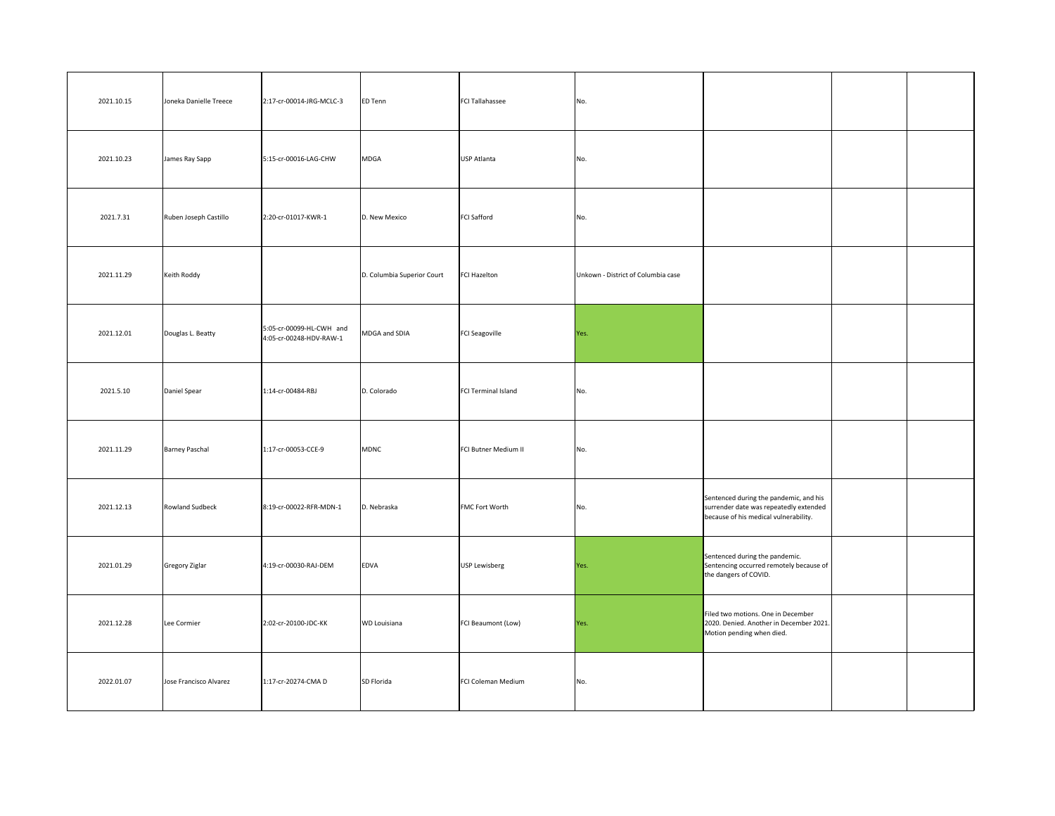| | | | | | | | | |
|---|---|---|---|---|---|---|---|---|
| 2021.10.15 | Joneka Danielle Treece | 2:17-cr-00014-JRG-MCLC-3 | ED Tenn | FCI Tallahassee | No. | | | |
| 2021.10.23 | James Ray Sapp | 5:15-cr-00016-LAG-CHW | MDGA | USP Atlanta | No. | | | |
| 2021.7.31 | Ruben Joseph Castillo | 2:20-cr-01017-KWR-1 | D. New Mexico | FCI Safford | No. | | | |
| 2021.11.29 | Keith Roddy | | D. Columbia Superior Court | FCI Hazelton | Unkown - District of Columbia case | | | |
| 2021.12.01 | Douglas L. Beatty | 5:05-cr-00099-HL-CWH and 4:05-cr-00248-HDV-RAW-1 | MDGA and SDIA | FCI Seagoville | Yes. | | | |
| 2021.5.10 | Daniel Spear | 1:14-cr-00484-RBJ | D. Colorado | FCI Terminal Island | No. | | | |
| 2021.11.29 | Barney Paschal | 1:17-cr-00053-CCE-9 | MDNC | FCI Butner Medium II | No. | | | |
| 2021.12.13 | Rowland Sudbeck | 8:19-cr-00022-RFR-MDN-1 | D. Nebraska | FMC Fort Worth | No. | Sentenced during the pandemic, and his surrender date was repeatedly extended because of his medical vulnerability. | | |
| 2021.01.29 | Gregory Ziglar | 4:19-cr-00030-RAJ-DEM | EDVA | USP Lewisberg | Yes. | Sentenced during the pandemic. Sentencing occurred remotely because of the dangers of COVID. | | |
| 2021.12.28 | Lee Cormier | 2:02-cr-20100-JDC-KK | WD Louisiana | FCI Beaumont (Low) | Yes. | Filed two motions. One in December 2020. Denied. Another in December 2021. Motion pending when died. | | |
| 2022.01.07 | Jose Francisco Alvarez | 1:17-cr-20274-CMA D | SD Florida | FCI Coleman Medium | No. | | | |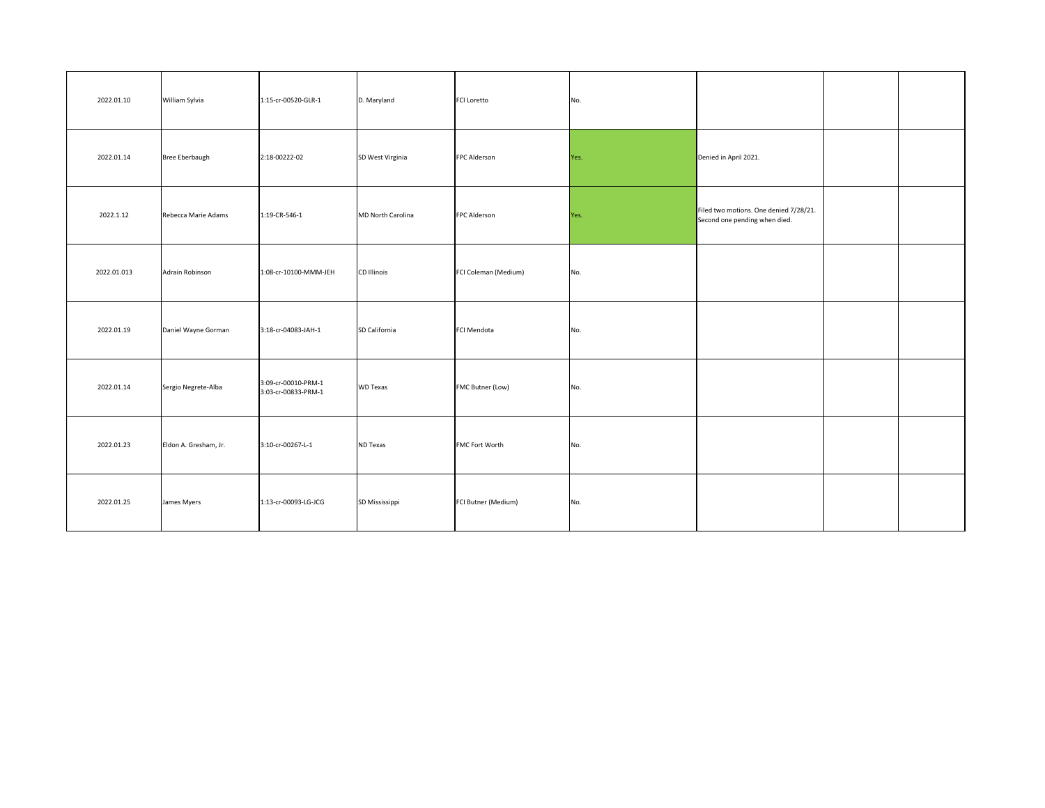| | | | | | | | | |
|---|---|---|---|---|---|---|---|---|
| 2022.01.10 | William Sylvia | 1:15-cr-00520-GLR-1 | D. Maryland | FCI Loretto | No. | | | |
| 2022.01.14 | Bree Eberbaugh | 2:18-00222-02 | SD West Virginia | FPC Alderson | Yes. | Denied in April 2021. | | |
| 2022.1.12 | Rebecca Marie Adams | 1:19-CR-546-1 | MD North Carolina | FPC Alderson | Yes. | Filed two motions. One denied 7/28/21. Second one pending when died. | | |
| 2022.01.013 | Adrain Robinson | 1:08-cr-10100-MMM-JEH | CD Illinois | FCI Coleman (Medium) | No. | | | |
| 2022.01.19 | Daniel Wayne Gorman | 3:18-cr-04083-JAH-1 | SD California | FCI Mendota | No. | | | |
| 2022.01.14 | Sergio Negrete-Alba | 3:09-cr-00010-PRM-1 3:03-cr-00833-PRM-1 | WD Texas | FMC Butner (Low) | No. | | | |
| 2022.01.23 | Eldon A. Gresham, Jr. | 3:10-cr-00267-L-1 | ND Texas | FMC Fort Worth | No. | | | |
| 2022.01.25 | James Myers | 1:13-cr-00093-LG-JCG | SD Mississippi | FCI Butner (Medium) | No. | | | |